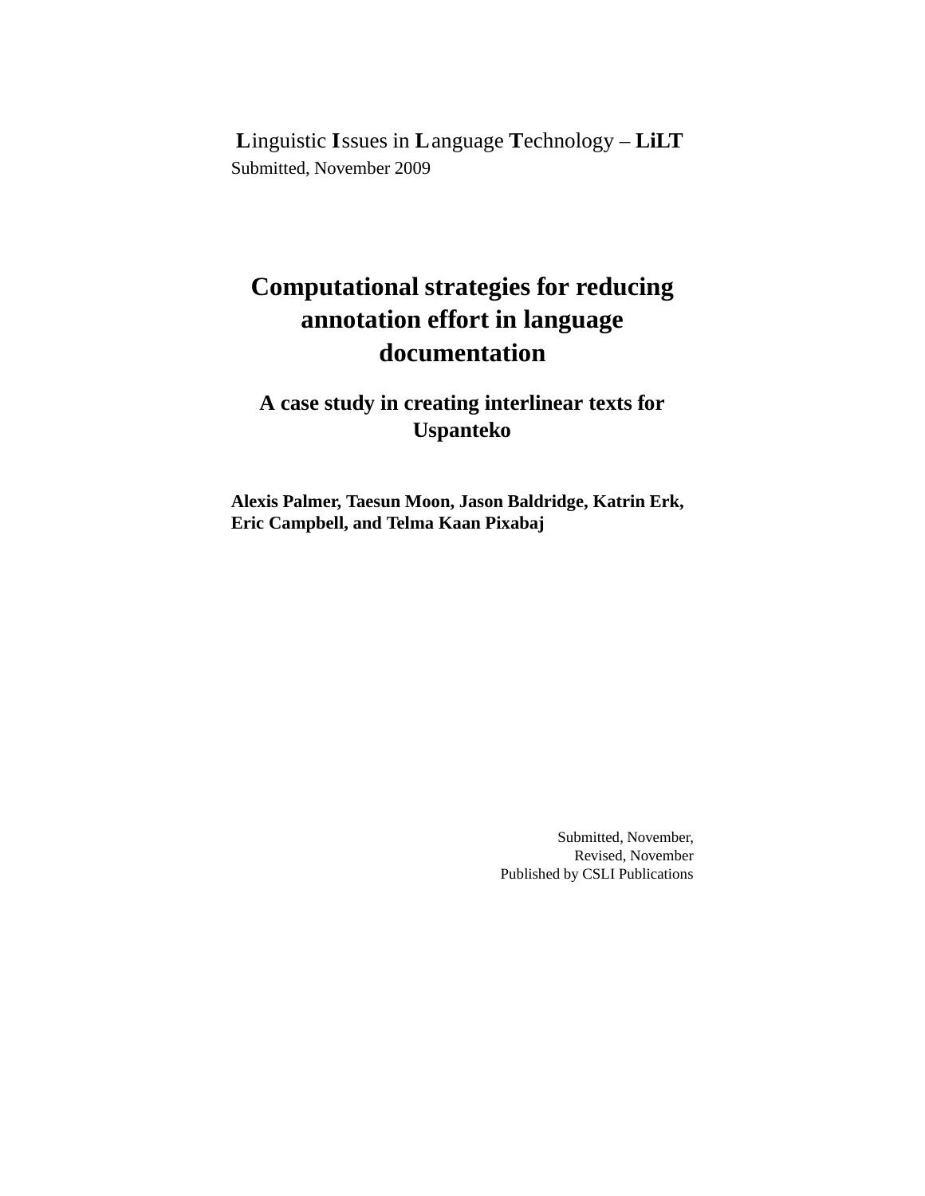**L**inguistic **I**ssues in **L**anguage **T**echnology – **LiLT**
Submitted, November 2009

# Computational strategies for reducing annotation effort in language documentation

## A case study in creating interlinear texts for Uspanteko

**Alexis Palmer, Taesun Moon, Jason Baldridge, Katrin Erk, Eric Campbell, and Telma Kaan Pixabaj**

Submitted, November,
Revised, November
Published by CSLI Publications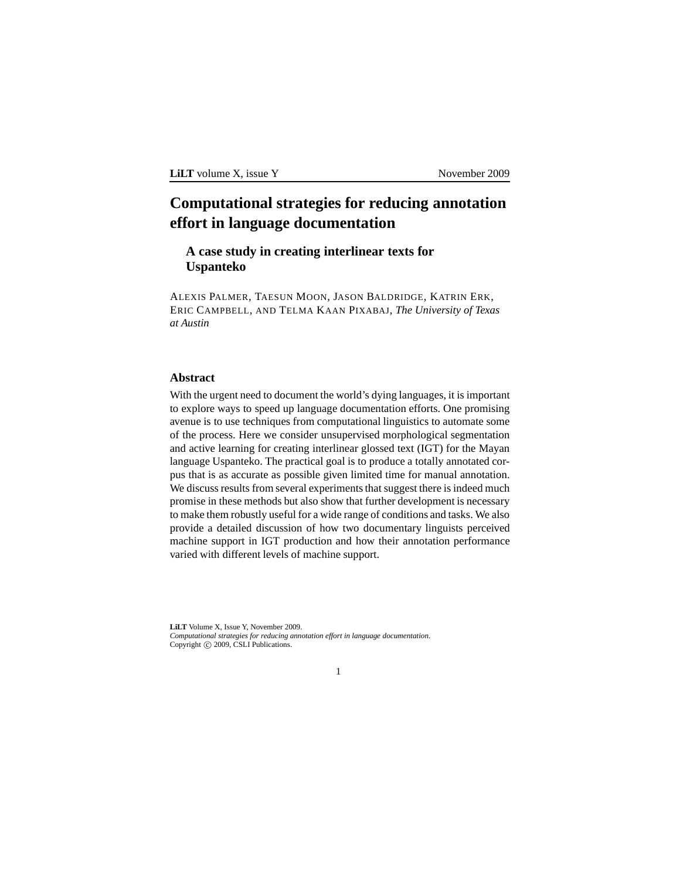# Computational strategies for reducing annotation effort in language documentation

## A case study in creating interlinear texts for Uspanteko

ALEXIS PALMER, TAESUN MOON, JASON BALDRIDGE, KATRIN ERK, ERIC CAMPBELL, AND TELMA KAAN PIXABAJ, *The University of Texas at Austin*

### Abstract

With the urgent need to document the world's dying languages, it is important to explore ways to speed up language documentation efforts. One promising avenue is to use techniques from computational linguistics to automate some of the process. Here we consider unsupervised morphological segmentation and active learning for creating interlinear glossed text (IGT) for the Mayan language Uspanteko. The practical goal is to produce a totally annotated corpus that is as accurate as possible given limited time for manual annotation. We discuss results from several experiments that suggest there is indeed much promise in these methods but also show that further development is necessary to make them robustly useful for a wide range of conditions and tasks. We also provide a detailed discussion of how two documentary linguists perceived machine support in IGT production and how their annotation performance varied with different levels of machine support.

**LiLT** Volume X, Issue Y, November 2009.
*Computational strategies for reducing annotation effort in language documentation.*
Copyright © 2009, CSLI Publications.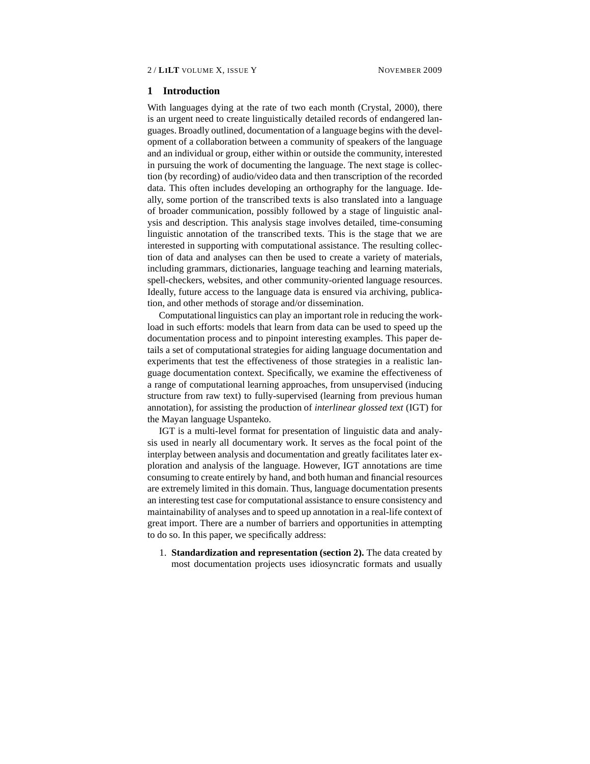## 1 Introduction

With languages dying at the rate of two each month (Crystal, 2000), there is an urgent need to create linguistically detailed records of endangered languages. Broadly outlined, documentation of a language begins with the development of a collaboration between a community of speakers of the language and an individual or group, either within or outside the community, interested in pursuing the work of documenting the language. The next stage is collection (by recording) of audio/video data and then transcription of the recorded data. This often includes developing an orthography for the language. Ideally, some portion of the transcribed texts is also translated into a language of broader communication, possibly followed by a stage of linguistic analysis and description. This analysis stage involves detailed, time-consuming linguistic annotation of the transcribed texts. This is the stage that we are interested in supporting with computational assistance. The resulting collection of data and analyses can then be used to create a variety of materials, including grammars, dictionaries, language teaching and learning materials, spell-checkers, websites, and other community-oriented language resources. Ideally, future access to the language data is ensured via archiving, publication, and other methods of storage and/or dissemination.

Computational linguistics can play an important role in reducing the workload in such efforts: models that learn from data can be used to speed up the documentation process and to pinpoint interesting examples. This paper details a set of computational strategies for aiding language documentation and experiments that test the effectiveness of those strategies in a realistic language documentation context. Specifically, we examine the effectiveness of a range of computational learning approaches, from unsupervised (inducing structure from raw text) to fully-supervised (learning from previous human annotation), for assisting the production of *interlinear glossed text* (IGT) for the Mayan language Uspanteko.

IGT is a multi-level format for presentation of linguistic data and analysis used in nearly all documentary work. It serves as the focal point of the interplay between analysis and documentation and greatly facilitates later exploration and analysis of the language. However, IGT annotations are time consuming to create entirely by hand, and both human and financial resources are extremely limited in this domain. Thus, language documentation presents an interesting test case for computational assistance to ensure consistency and maintainability of analyses and to speed up annotation in a real-life context of great import. There are a number of barriers and opportunities in attempting to do so. In this paper, we specifically address:

1. **Standardization and representation (section 2).** The data created by most documentation projects uses idiosyncratic formats and usually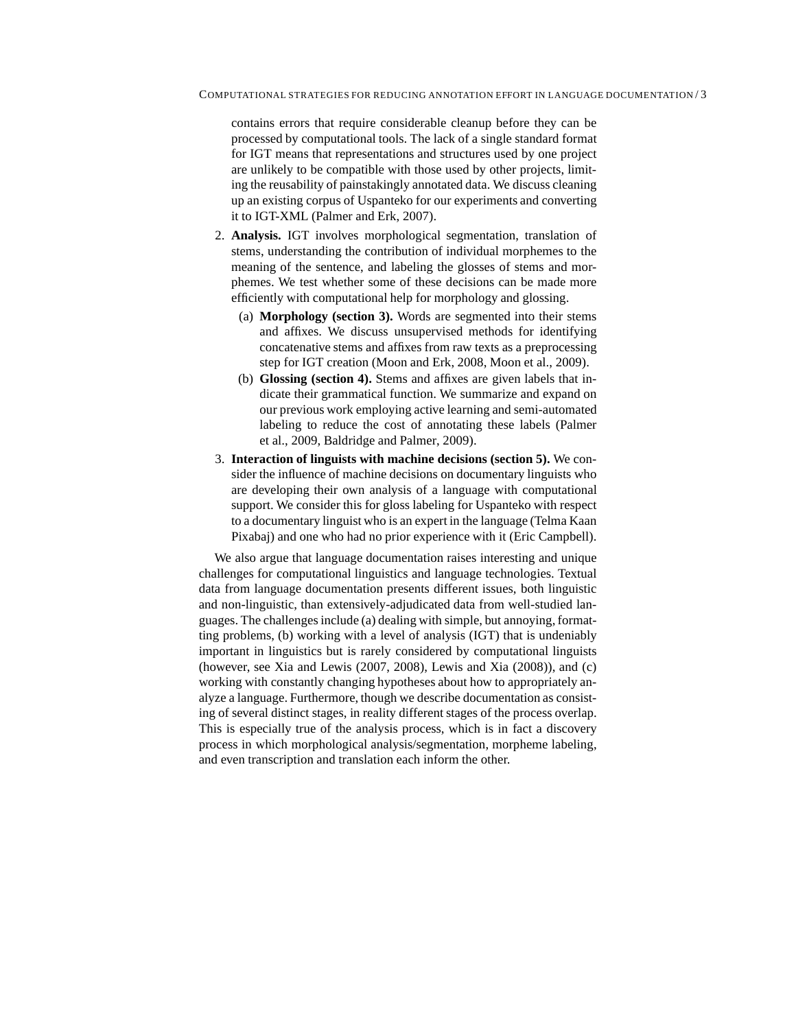contains errors that require considerable cleanup before they can be processed by computational tools. The lack of a single standard format for IGT means that representations and structures used by one project are unlikely to be compatible with those used by other projects, limiting the reusability of painstakingly annotated data. We discuss cleaning up an existing corpus of Uspanteko for our experiments and converting it to IGT-XML (Palmer and Erk, 2007).

2. **Analysis.** IGT involves morphological segmentation, translation of stems, understanding the contribution of individual morphemes to the meaning of the sentence, and labeling the glosses of stems and morphemes. We test whether some of these decisions can be made more efficiently with computational help for morphology and glossing.
   - (a) **Morphology (section 3).** Words are segmented into their stems and affixes. We discuss unsupervised methods for identifying concatenative stems and affixes from raw texts as a preprocessing step for IGT creation (Moon and Erk, 2008, Moon et al., 2009).
   - (b) **Glossing (section 4).** Stems and affixes are given labels that indicate their grammatical function. We summarize and expand on our previous work employing active learning and semi-automated labeling to reduce the cost of annotating these labels (Palmer et al., 2009, Baldridge and Palmer, 2009).
3. **Interaction of linguists with machine decisions (section 5).** We consider the influence of machine decisions on documentary linguists who are developing their own analysis of a language with computational support. We consider this for gloss labeling for Uspanteko with respect to a documentary linguist who is an expert in the language (Telma Kaan Pixabaj) and one who had no prior experience with it (Eric Campbell).

We also argue that language documentation raises interesting and unique challenges for computational linguistics and language technologies. Textual data from language documentation presents different issues, both linguistic and non-linguistic, than extensively-adjudicated data from well-studied languages. The challenges include (a) dealing with simple, but annoying, formatting problems, (b) working with a level of analysis (IGT) that is undeniably important in linguistics but is rarely considered by computational linguists (however, see Xia and Lewis (2007, 2008), Lewis and Xia (2008)), and (c) working with constantly changing hypotheses about how to appropriately analyze a language. Furthermore, though we describe documentation as consisting of several distinct stages, in reality different stages of the process overlap. This is especially true of the analysis process, which is in fact a discovery process in which morphological analysis/segmentation, morpheme labeling, and even transcription and translation each inform the other.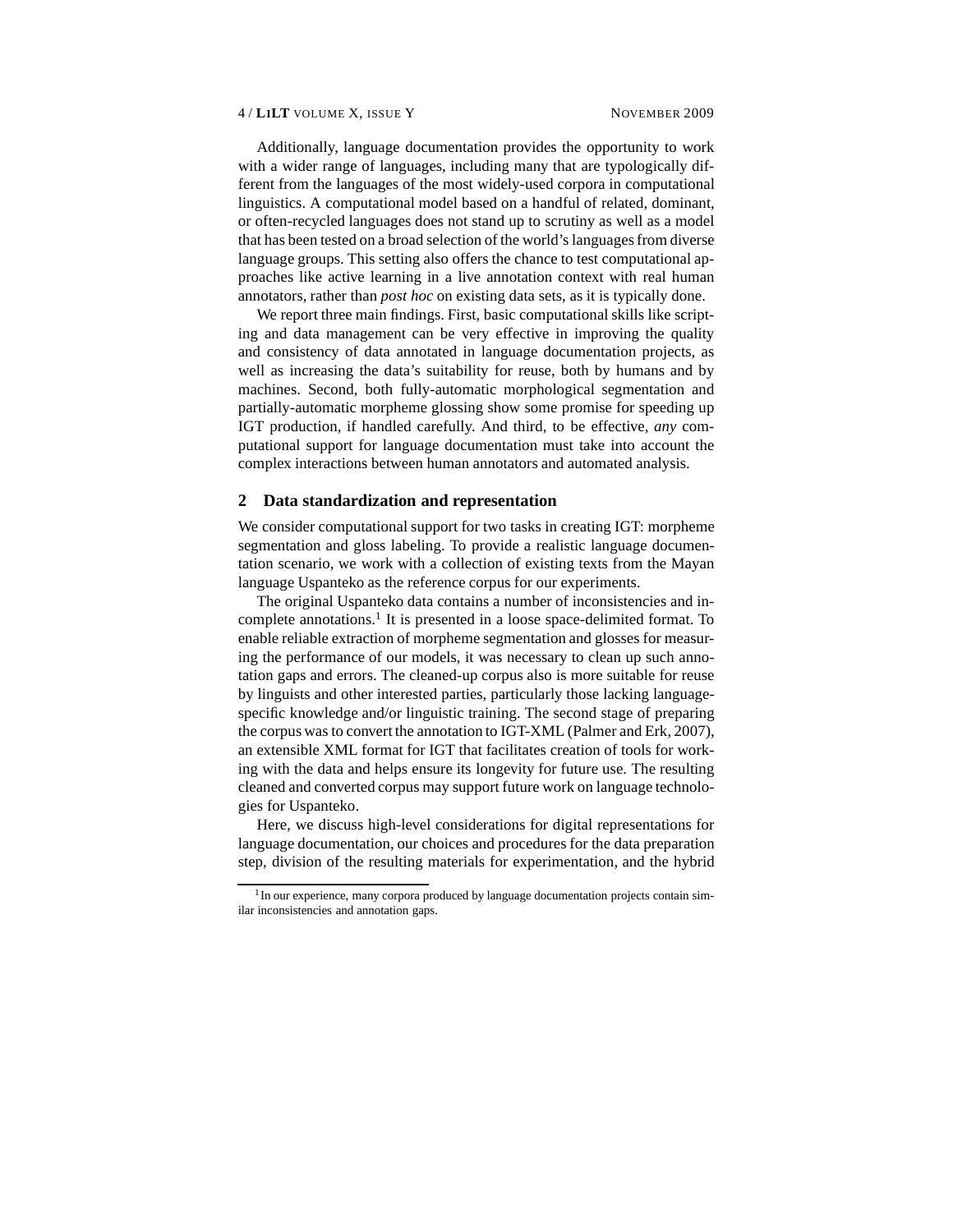Additionally, language documentation provides the opportunity to work with a wider range of languages, including many that are typologically different from the languages of the most widely-used corpora in computational linguistics. A computational model based on a handful of related, dominant, or often-recycled languages does not stand up to scrutiny as well as a model that has been tested on a broad selection of the world's languages from diverse language groups. This setting also offers the chance to test computational approaches like active learning in a live annotation context with real human annotators, rather than *post hoc* on existing data sets, as it is typically done.

We report three main findings. First, basic computational skills like scripting and data management can be very effective in improving the quality and consistency of data annotated in language documentation projects, as well as increasing the data's suitability for reuse, both by humans and by machines. Second, both fully-automatic morphological segmentation and partially-automatic morpheme glossing show some promise for speeding up IGT production, if handled carefully. And third, to be effective, *any* computational support for language documentation must take into account the complex interactions between human annotators and automated analysis.

## 2 Data standardization and representation

We consider computational support for two tasks in creating IGT: morpheme segmentation and gloss labeling. To provide a realistic language documentation scenario, we work with a collection of existing texts from the Mayan language Uspanteko as the reference corpus for our experiments.

The original Uspanteko data contains a number of inconsistencies and incomplete annotations.[1] It is presented in a loose space-delimited format. To enable reliable extraction of morpheme segmentation and glosses for measuring the performance of our models, it was necessary to clean up such annotation gaps and errors. The cleaned-up corpus also is more suitable for reuse by linguists and other interested parties, particularly those lacking language-specific knowledge and/or linguistic training. The second stage of preparing the corpus was to convert the annotation to IGT-XML (Palmer and Erk, 2007), an extensible XML format for IGT that facilitates creation of tools for working with the data and helps ensure its longevity for future use. The resulting cleaned and converted corpus may support future work on language technologies for Uspanteko.

Here, we discuss high-level considerations for digital representations for language documentation, our choices and procedures for the data preparation step, division of the resulting materials for experimentation, and the hybrid

[1] In our experience, many corpora produced by language documentation projects contain similar inconsistencies and annotation gaps.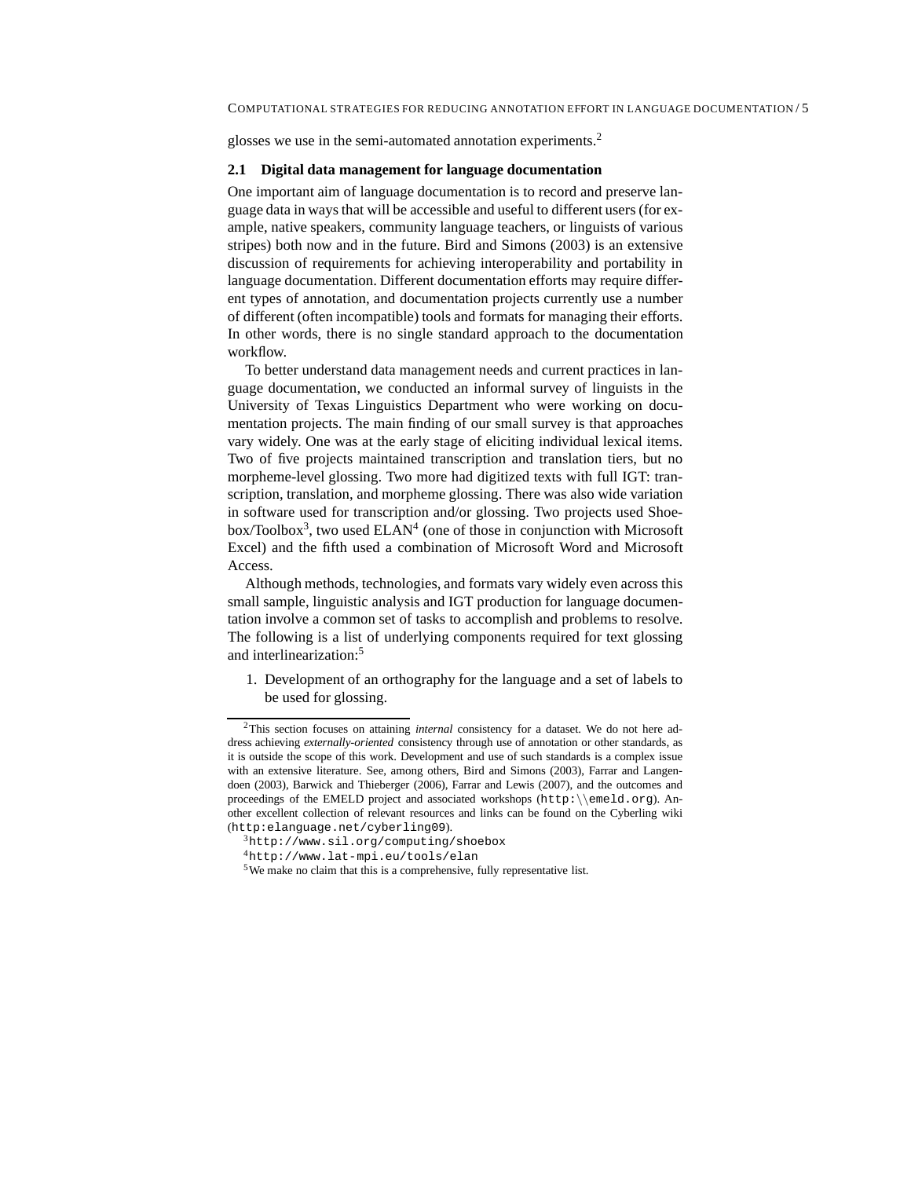glosses we use in the semi-automated annotation experiments.[2]

### 2.1 Digital data management for language documentation

One important aim of language documentation is to record and preserve language data in ways that will be accessible and useful to different users (for example, native speakers, community language teachers, or linguists of various stripes) both now and in the future. Bird and Simons (2003) is an extensive discussion of requirements for achieving interoperability and portability in language documentation. Different documentation efforts may require different types of annotation, and documentation projects currently use a number of different (often incompatible) tools and formats for managing their efforts. In other words, there is no single standard approach to the documentation workflow.

To better understand data management needs and current practices in language documentation, we conducted an informal survey of linguists in the University of Texas Linguistics Department who were working on documentation projects. The main finding of our small survey is that approaches vary widely. One was at the early stage of eliciting individual lexical items. Two of five projects maintained transcription and translation tiers, but no morpheme-level glossing. Two more had digitized texts with full IGT: transcription, translation, and morpheme glossing. There was also wide variation in software used for transcription and/or glossing. Two projects used Shoebox/Toolbox[3], two used ELAN[4] (one of those in conjunction with Microsoft Excel) and the fifth used a combination of Microsoft Word and Microsoft Access.

Although methods, technologies, and formats vary widely even across this small sample, linguistic analysis and IGT production for language documentation involve a common set of tasks to accomplish and problems to resolve. The following is a list of underlying components required for text glossing and interlinearization:[5]

1. Development of an orthography for the language and a set of labels to be used for glossing.

---

[2] This section focuses on attaining *internal* consistency for a dataset. We do not here address achieving *externally-oriented* consistency through use of annotation or other standards, as it is outside the scope of this work. Development and use of such standards is a complex issue with an extensive literature. See, among others, Bird and Simons (2003), Farrar and Langendoen (2003), Barwick and Thieberger (2006), Farrar and Lewis (2007), and the outcomes and proceedings of the EMELD project and associated workshops (`http:\\emeld.org`). Another excellent collection of relevant resources and links can be found on the Cyberling wiki (`http:elanguage.net/cyberling09`).

[3] `http://www.sil.org/computing/shoebox`

[4] `http://www.lat-mpi.eu/tools/elan`

[5] We make no claim that this is a comprehensive, fully representative list.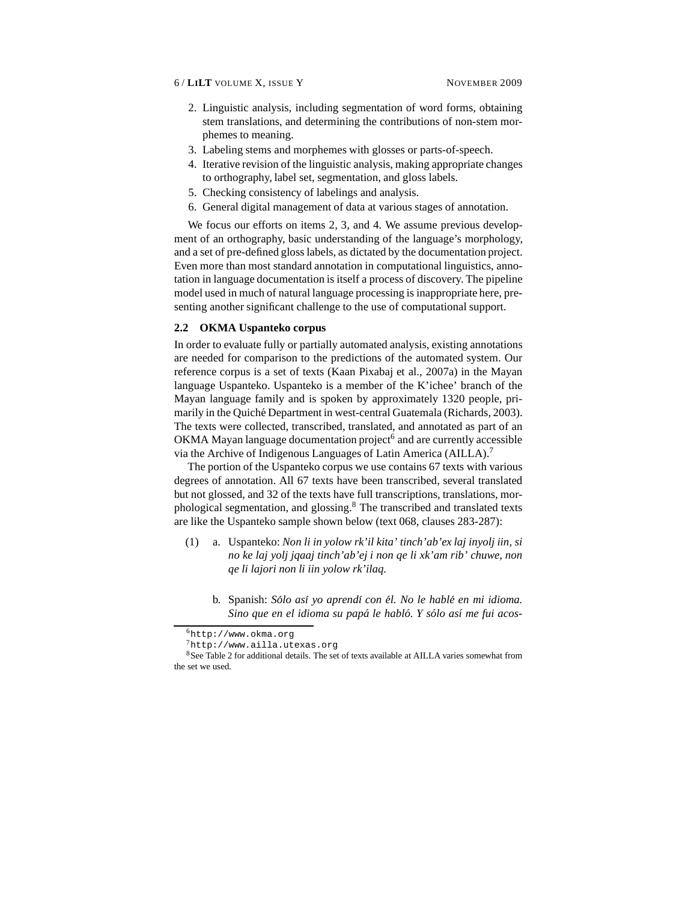2. Linguistic analysis, including segmentation of word forms, obtaining stem translations, and determining the contributions of non-stem morphemes to meaning.
3. Labeling stems and morphemes with glosses or parts-of-speech.
4. Iterative revision of the linguistic analysis, making appropriate changes to orthography, label set, segmentation, and gloss labels.
5. Checking consistency of labelings and analysis.
6. General digital management of data at various stages of annotation.

We focus our efforts on items 2, 3, and 4. We assume previous development of an orthography, basic understanding of the language's morphology, and a set of pre-defined gloss labels, as dictated by the documentation project. Even more than most standard annotation in computational linguistics, annotation in language documentation is itself a process of discovery. The pipeline model used in much of natural language processing is inappropriate here, presenting another significant challenge to the use of computational support.

### 2.2 OKMA Uspanteko corpus

In order to evaluate fully or partially automated analysis, existing annotations are needed for comparison to the predictions of the automated system. Our reference corpus is a set of texts (Kaan Pixabaj et al., 2007a) in the Mayan language Uspanteko. Uspanteko is a member of the K'ichee' branch of the Mayan language family and is spoken by approximately 1320 people, primarily in the Quiché Department in west-central Guatemala (Richards, 2003). The texts were collected, transcribed, translated, and annotated as part of an OKMA Mayan language documentation project[6] and are currently accessible via the Archive of Indigenous Languages of Latin America (AILLA).[7]

The portion of the Uspanteko corpus we use contains 67 texts with various degrees of annotation. All 67 texts have been transcribed, several translated but not glossed, and 32 of the texts have full transcriptions, translations, morphological segmentation, and glossing.[8] The transcribed and translated texts are like the Uspanteko sample shown below (text 068, clauses 283-287):

(1) a. Uspanteko: *Non li in yolow rk'il kita' tinch'ab'ex laj inyolj iin, si no ke laj yolj jqaaj tinch'ab'ej i non qe li xk'am rib' chuwe, non qe li lajori non li iin yolow rk'ilaq.*

b. Spanish: *Sólo así yo aprendí con él. No le hablé en mi idioma. Sino que en el idioma su papá le habló. Y sólo así me fui acos-*

[6] http://www.okma.org

[7] http://www.ailla.utexas.org

[8] See Table 2 for additional details. The set of texts available at AILLA varies somewhat from the set we used.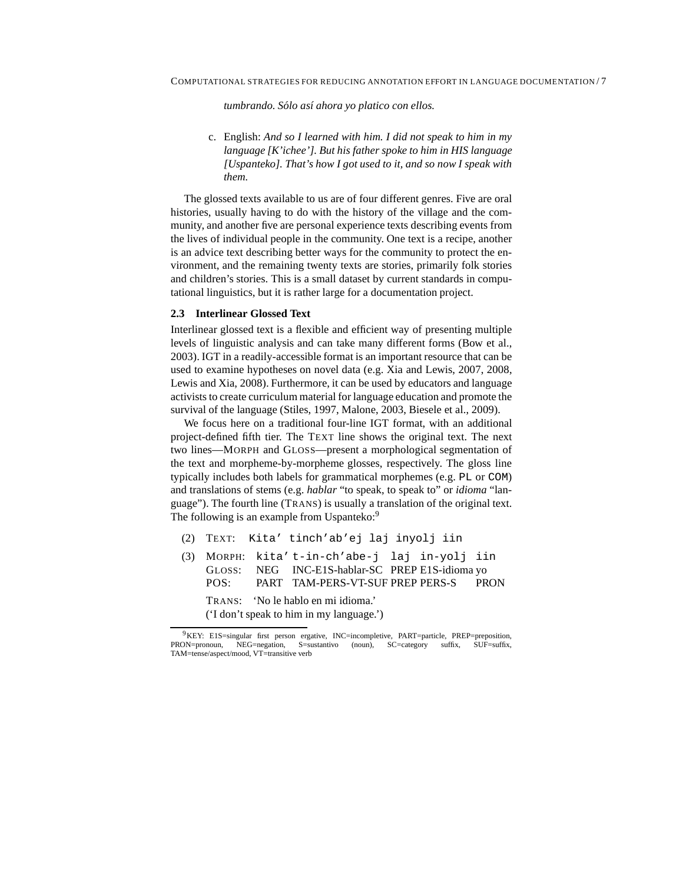*tumbrando. Sólo así ahora yo platico con ellos.*

c. English: *And so I learned with him. I did not speak to him in my language [K'ichee']. But his father spoke to him in HIS language [Uspanteko]. That's how I got used to it, and so now I speak with them.*

The glossed texts available to us are of four different genres. Five are oral histories, usually having to do with the history of the village and the community, and another five are personal experience texts describing events from the lives of individual people in the community. One text is a recipe, another is an advice text describing better ways for the community to protect the environment, and the remaining twenty texts are stories, primarily folk stories and children's stories. This is a small dataset by current standards in computational linguistics, but it is rather large for a documentation project.

### 2.3 Interlinear Glossed Text

Interlinear glossed text is a flexible and efficient way of presenting multiple levels of linguistic analysis and can take many different forms (Bow et al., 2003). IGT in a readily-accessible format is an important resource that can be used to examine hypotheses on novel data (e.g. Xia and Lewis, 2007, 2008, Lewis and Xia, 2008). Furthermore, it can be used by educators and language activists to create curriculum material for language education and promote the survival of the language (Stiles, 1997, Malone, 2003, Biesele et al., 2009).

We focus here on a traditional four-line IGT format, with an additional project-defined fifth tier. The TEXT line shows the original text. The next two lines—MORPH and GLOSS—present a morphological segmentation of the text and morpheme-by-morpheme glosses, respectively. The gloss line typically includes both labels for grammatical morphemes (e.g. `PL` or `COM`) and translations of stems (e.g. *hablar* "to speak, to speak to" or *idioma* "language"). The fourth line (TRANS) is usually a translation of the original text. The following is an example from Uspanteko:[9]

(2) TEXT: `Kita' tinch'ab'ej laj inyolj iin`

(3)

| | | | | | |
|---|---|---|---|---|---|
| MORPH: | `kita'` | `t-in-ch'abe-j` | `laj` | `in-yolj` | `iin` |
| GLOSS: | NEG | INC-E1S-hablar-SC | PREP | E1S-idioma | yo |
| POS: | PART | TAM-PERS-VT-SUF | PREP | PERS-S | PRON |

TRANS: 'No le hablo en mi idioma.'
('I don't speak to him in my language.')

[9] KEY: E1S=singular first person ergative, INC=incompletive, PART=particle, PREP=preposition, PRON=pronoun, NEG=negation, S=sustantivo (noun), SC=category suffix, SUF=suffix, TAM=tense/aspect/mood, VT=transitive verb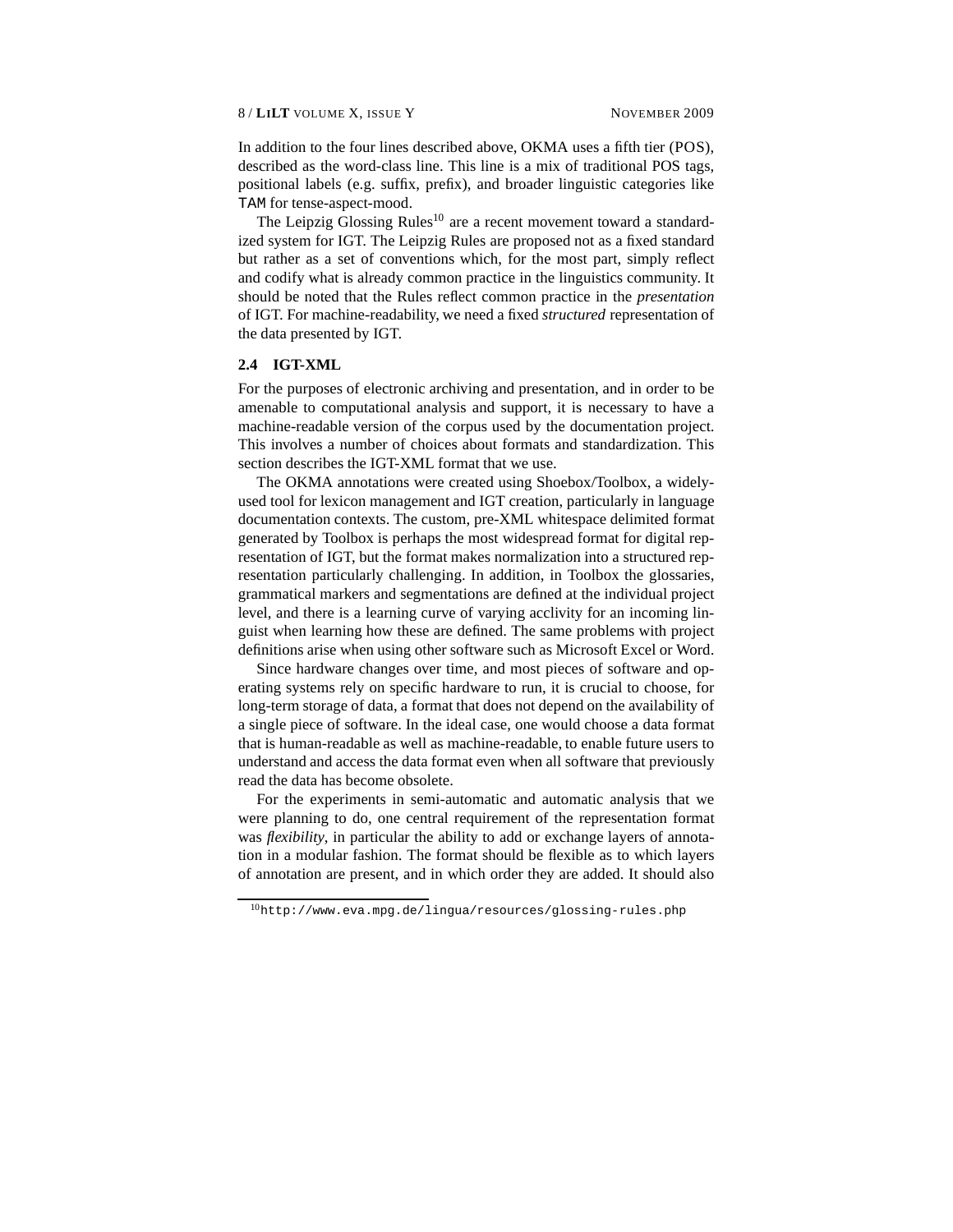In addition to the four lines described above, OKMA uses a fifth tier (POS), described as the word-class line. This line is a mix of traditional POS tags, positional labels (e.g. suffix, prefix), and broader linguistic categories like `TAM` for tense-aspect-mood.

The Leipzig Glossing Rules[10] are a recent movement toward a standardized system for IGT. The Leipzig Rules are proposed not as a fixed standard but rather as a set of conventions which, for the most part, simply reflect and codify what is already common practice in the linguistics community. It should be noted that the Rules reflect common practice in the *presentation* of IGT. For machine-readability, we need a fixed *structured* representation of the data presented by IGT.

### 2.4 IGT-XML

For the purposes of electronic archiving and presentation, and in order to be amenable to computational analysis and support, it is necessary to have a machine-readable version of the corpus used by the documentation project. This involves a number of choices about formats and standardization. This section describes the IGT-XML format that we use.

The OKMA annotations were created using Shoebox/Toolbox, a widely-used tool for lexicon management and IGT creation, particularly in language documentation contexts. The custom, pre-XML whitespace delimited format generated by Toolbox is perhaps the most widespread format for digital representation of IGT, but the format makes normalization into a structured representation particularly challenging. In addition, in Toolbox the glossaries, grammatical markers and segmentations are defined at the individual project level, and there is a learning curve of varying acclivity for an incoming linguist when learning how these are defined. The same problems with project definitions arise when using other software such as Microsoft Excel or Word.

Since hardware changes over time, and most pieces of software and operating systems rely on specific hardware to run, it is crucial to choose, for long-term storage of data, a format that does not depend on the availability of a single piece of software. In the ideal case, one would choose a data format that is human-readable as well as machine-readable, to enable future users to understand and access the data format even when all software that previously read the data has become obsolete.

For the experiments in semi-automatic and automatic analysis that we were planning to do, one central requirement of the representation format was *flexibility*, in particular the ability to add or exchange layers of annotation in a modular fashion. The format should be flexible as to which layers of annotation are present, and in which order they are added. It should also

[10] `http://www.eva.mpg.de/lingua/resources/glossing-rules.php`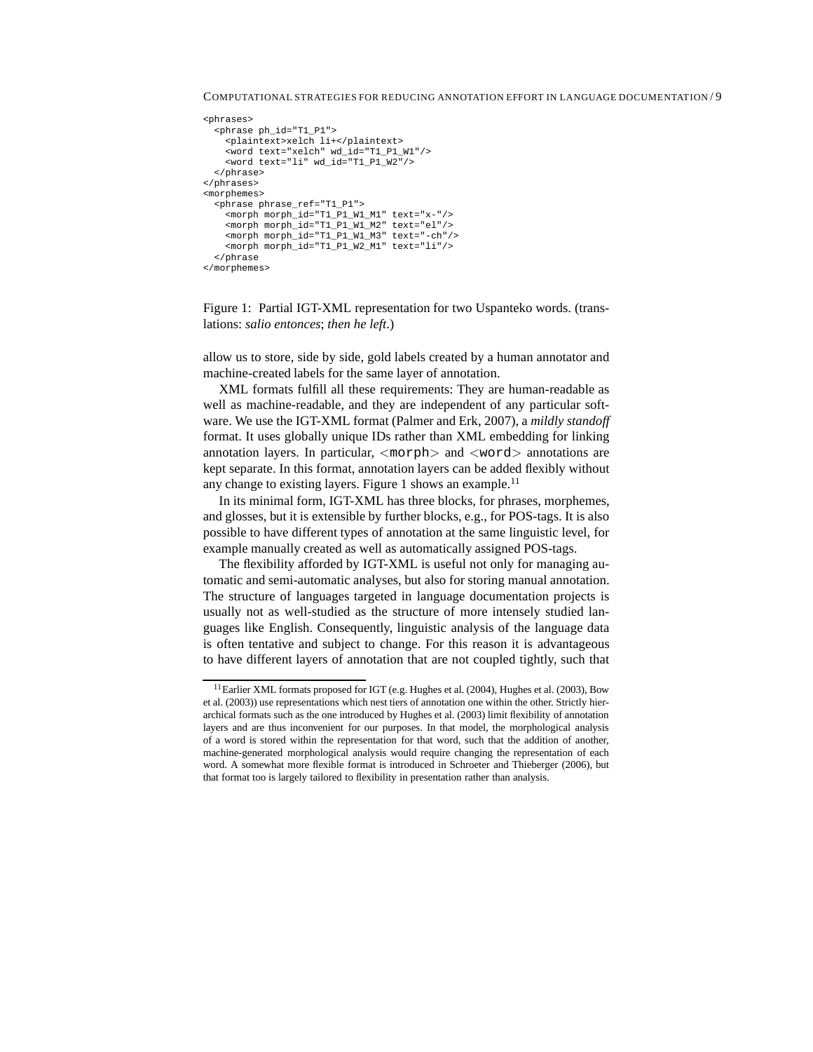```
<phrases>
  <phrase ph_id="T1_P1">
    <plaintext>xelch li+</plaintext>
    <word text="xelch" wd_id="T1_P1_W1"/>
    <word text="li" wd_id="T1_P1_W2"/>
  </phrase>
</phrases>
<morphemes>
  <phrase phrase_ref="T1_P1">
    <morph morph_id="T1_P1_W1_M1" text="x-"/>
    <morph morph_id="T1_P1_W1_M2" text="el"/>
    <morph morph_id="T1_P1_W1_M3" text="-ch"/>
    <morph morph_id="T1_P1_W2_M1" text="li"/>
  </phrase
</morphemes>
```

Figure 1: Partial IGT-XML representation for two Uspanteko words. (translations: *salio entonces*; *then he left*.)

allow us to store, side by side, gold labels created by a human annotator and machine-created labels for the same layer of annotation.

XML formats fulfill all these requirements: They are human-readable as well as machine-readable, and they are independent of any particular software. We use the IGT-XML format (Palmer and Erk, 2007), a *mildly standoff* format. It uses globally unique IDs rather than XML embedding for linking annotation layers. In particular, <`morph`> and <`word`> annotations are kept separate. In this format, annotation layers can be added flexibly without any change to existing layers. Figure 1 shows an example.[11]

In its minimal form, IGT-XML has three blocks, for phrases, morphemes, and glosses, but it is extensible by further blocks, e.g., for POS-tags. It is also possible to have different types of annotation at the same linguistic level, for example manually created as well as automatically assigned POS-tags.

The flexibility afforded by IGT-XML is useful not only for managing automatic and semi-automatic analyses, but also for storing manual annotation. The structure of languages targeted in language documentation projects is usually not as well-studied as the structure of more intensely studied languages like English. Consequently, linguistic analysis of the language data is often tentative and subject to change. For this reason it is advantageous to have different layers of annotation that are not coupled tightly, such that

[11] Earlier XML formats proposed for IGT (e.g. Hughes et al. (2004), Hughes et al. (2003), Bow et al. (2003)) use representations which nest tiers of annotation one within the other. Strictly hierarchical formats such as the one introduced by Hughes et al. (2003) limit flexibility of annotation layers and are thus inconvenient for our purposes. In that model, the morphological analysis of a word is stored within the representation for that word, such that the addition of another, machine-generated morphological analysis would require changing the representation of each word. A somewhat more flexible format is introduced in Schroeter and Thieberger (2006), but that format too is largely tailored to flexibility in presentation rather than analysis.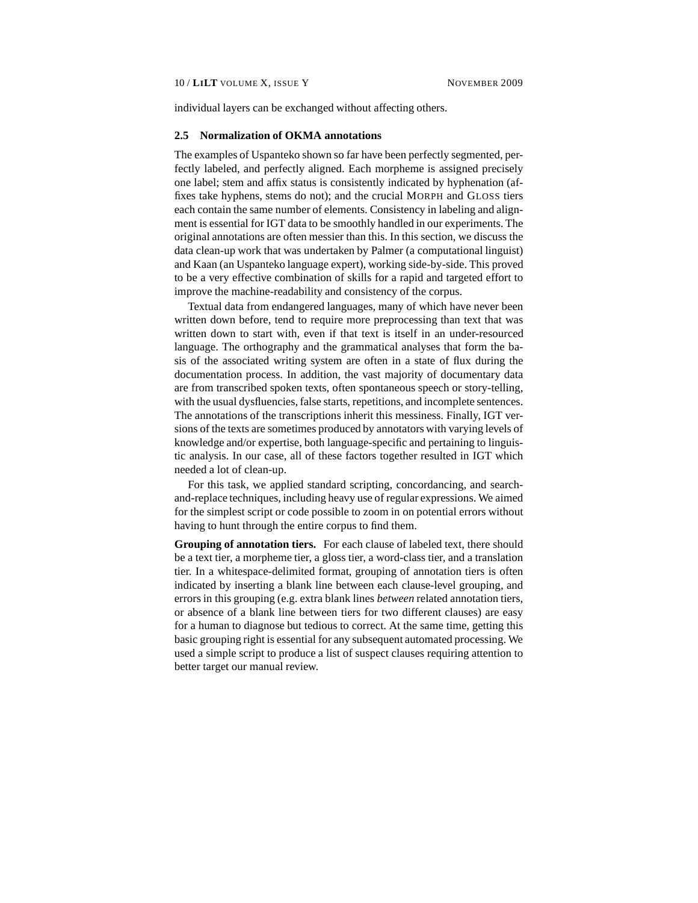individual layers can be exchanged without affecting others.

### 2.5 Normalization of OKMA annotations

The examples of Uspanteko shown so far have been perfectly segmented, perfectly labeled, and perfectly aligned. Each morpheme is assigned precisely one label; stem and affix status is consistently indicated by hyphenation (affixes take hyphens, stems do not); and the crucial MORPH and GLOSS tiers each contain the same number of elements. Consistency in labeling and alignment is essential for IGT data to be smoothly handled in our experiments. The original annotations are often messier than this. In this section, we discuss the data clean-up work that was undertaken by Palmer (a computational linguist) and Kaan (an Uspanteko language expert), working side-by-side. This proved to be a very effective combination of skills for a rapid and targeted effort to improve the machine-readability and consistency of the corpus.

Textual data from endangered languages, many of which have never been written down before, tend to require more preprocessing than text that was written down to start with, even if that text is itself in an under-resourced language. The orthography and the grammatical analyses that form the basis of the associated writing system are often in a state of flux during the documentation process. In addition, the vast majority of documentary data are from transcribed spoken texts, often spontaneous speech or story-telling, with the usual dysfluencies, false starts, repetitions, and incomplete sentences. The annotations of the transcriptions inherit this messiness. Finally, IGT versions of the texts are sometimes produced by annotators with varying levels of knowledge and/or expertise, both language-specific and pertaining to linguistic analysis. In our case, all of these factors together resulted in IGT which needed a lot of clean-up.

For this task, we applied standard scripting, concordancing, and search-and-replace techniques, including heavy use of regular expressions. We aimed for the simplest script or code possible to zoom in on potential errors without having to hunt through the entire corpus to find them.

**Grouping of annotation tiers.** For each clause of labeled text, there should be a text tier, a morpheme tier, a gloss tier, a word-class tier, and a translation tier. In a whitespace-delimited format, grouping of annotation tiers is often indicated by inserting a blank line between each clause-level grouping, and errors in this grouping (e.g. extra blank lines *between* related annotation tiers, or absence of a blank line between tiers for two different clauses) are easy for a human to diagnose but tedious to correct. At the same time, getting this basic grouping right is essential for any subsequent automated processing. We used a simple script to produce a list of suspect clauses requiring attention to better target our manual review.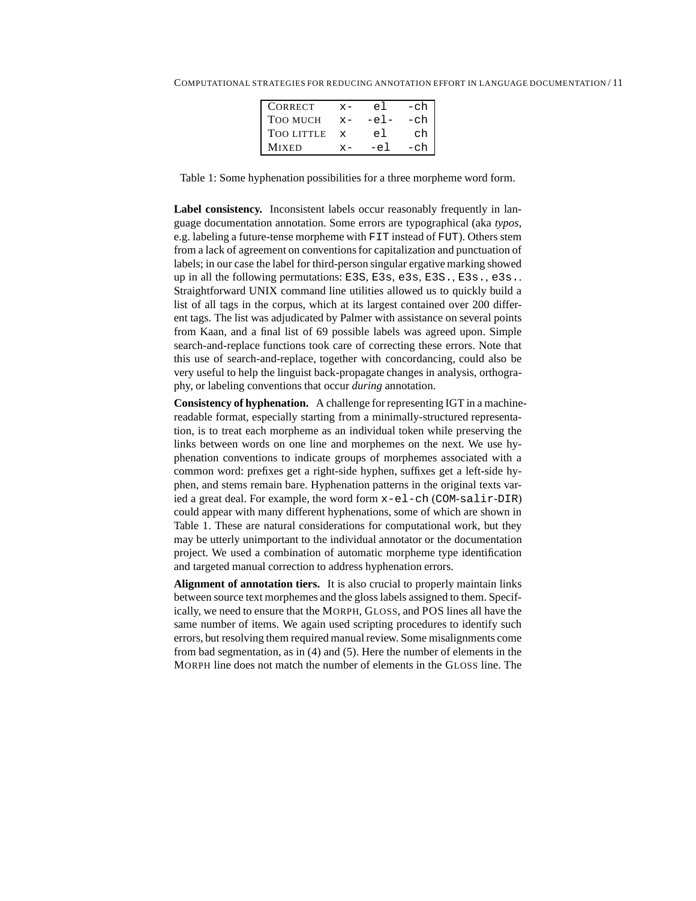| | | | |
|---|---|---|---|
| CORRECT | `x-` | `el` | `-ch` |
| TOO MUCH | `x-` | `-el-` | `-ch` |
| TOO LITTLE | `x` | `el` | `ch` |
| MIXED | `x-` | `-el` | `-ch` |

Table 1: Some hyphenation possibilities for a three morpheme word form.

**Label consistency.** Inconsistent labels occur reasonably frequently in language documentation annotation. Some errors are typographical (aka *typos*, e.g. labeling a future-tense morpheme with `FIT` instead of `FUT`). Others stem from a lack of agreement on conventions for capitalization and punctuation of labels; in our case the label for third-person singular ergative marking showed up in all the following permutations: `E3S`, `E3s`, `e3s`, `E3S.`, `E3s.`, `e3s.`. Straightforward UNIX command line utilities allowed us to quickly build a list of all tags in the corpus, which at its largest contained over 200 different tags. The list was adjudicated by Palmer with assistance on several points from Kaan, and a final list of 69 possible labels was agreed upon. Simple search-and-replace functions took care of correcting these errors. Note that this use of search-and-replace, together with concordancing, could also be very useful to help the linguist back-propagate changes in analysis, orthography, or labeling conventions that occur *during* annotation.

**Consistency of hyphenation.** A challenge for representing IGT in a machine-readable format, especially starting from a minimally-structured representation, is to treat each morpheme as an individual token while preserving the links between words on one line and morphemes on the next. We use hyphenation conventions to indicate groups of morphemes associated with a common word: prefixes get a right-side hyphen, suffixes get a left-side hyphen, and stems remain bare. Hyphenation patterns in the original texts varied a great deal. For example, the word form `x-el-ch` (`COM-salir-DIR`) could appear with many different hyphenations, some of which are shown in Table 1. These are natural considerations for computational work, but they may be utterly unimportant to the individual annotator or the documentation project. We used a combination of automatic morpheme type identification and targeted manual correction to address hyphenation errors.

**Alignment of annotation tiers.** It is also crucial to properly maintain links between source text morphemes and the gloss labels assigned to them. Specifically, we need to ensure that the MORPH, GLOSS, and POS lines all have the same number of items. We again used scripting procedures to identify such errors, but resolving them required manual review. Some misalignments come from bad segmentation, as in (4) and (5). Here the number of elements in the MORPH line does not match the number of elements in the GLOSS line. The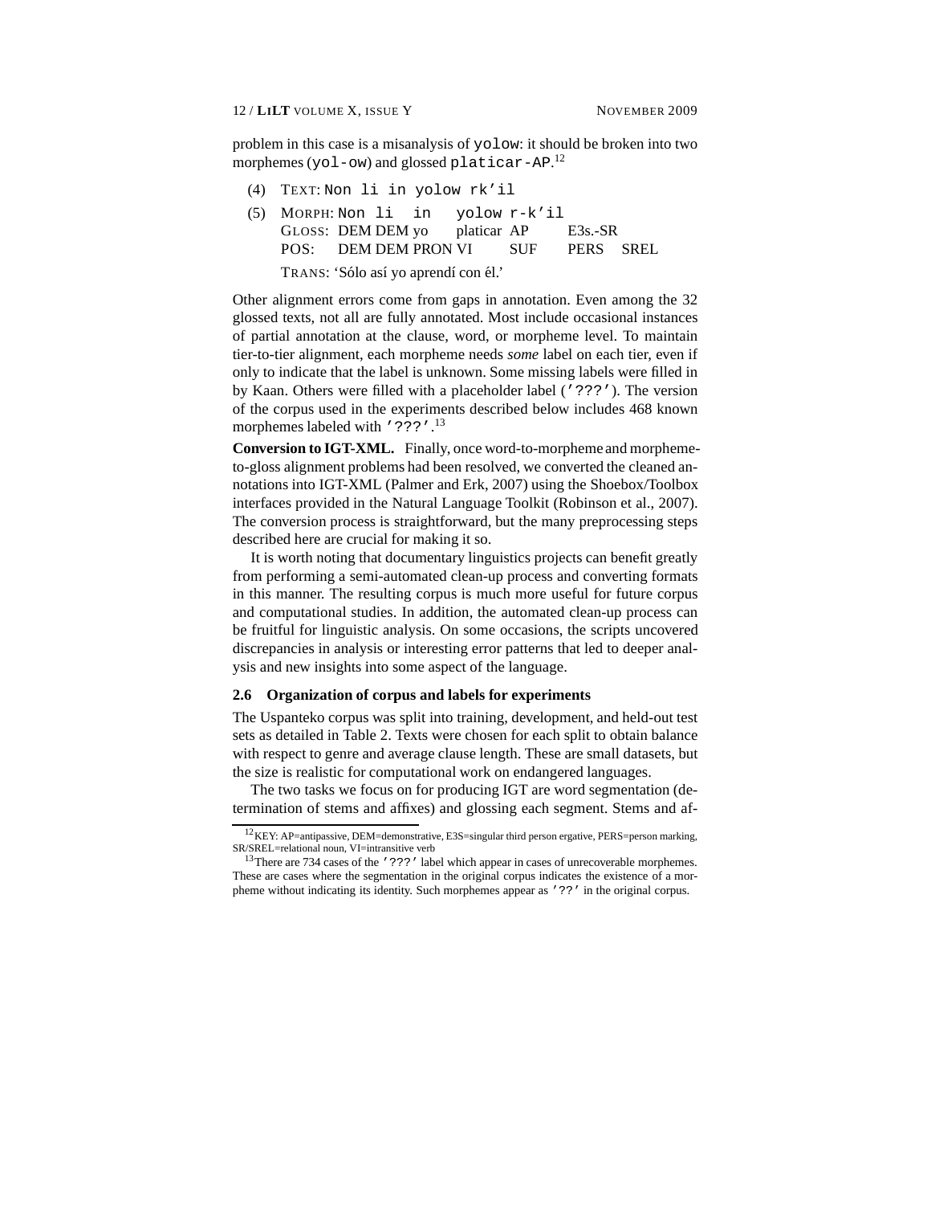problem in this case is a misanalysis of `yolow`: it should be broken into two morphemes (`yol-ow`) and glossed `platicar-AP`.[12]

(4) TEXT: `Non li in yolow rk'il`

(5) MORPH: `Non li in yolow r-k'il`

| MORPH: | Non | li | in | yolow | r-k'il | |
|---|---|---|---|---|---|---|
| GLOSS: | DEM | DEM | yo | platicar | AP | E3s.-SR |
| POS: | DEM | DEM | PRON | VI | SUF | PERS SREL |

TRANS: 'Sólo así yo aprendí con él.'

Other alignment errors come from gaps in annotation. Even among the 32 glossed texts, not all are fully annotated. Most include occasional instances of partial annotation at the clause, word, or morpheme level. To maintain tier-to-tier alignment, each morpheme needs *some* label on each tier, even if only to indicate that the label is unknown. Some missing labels were filled in by Kaan. Others were filled with a placeholder label (`'???'`). The version of the corpus used in the experiments described below includes 468 known morphemes labeled with `'???'`.[13]

**Conversion to IGT-XML.** Finally, once word-to-morpheme and morpheme-to-gloss alignment problems had been resolved, we converted the cleaned annotations into IGT-XML (Palmer and Erk, 2007) using the Shoebox/Toolbox interfaces provided in the Natural Language Toolkit (Robinson et al., 2007). The conversion process is straightforward, but the many preprocessing steps described here are crucial for making it so.

It is worth noting that documentary linguistics projects can benefit greatly from performing a semi-automated clean-up process and converting formats in this manner. The resulting corpus is much more useful for future corpus and computational studies. In addition, the automated clean-up process can be fruitful for linguistic analysis. On some occasions, the scripts uncovered discrepancies in analysis or interesting error patterns that led to deeper analysis and new insights into some aspect of the language.

### 2.6 Organization of corpus and labels for experiments

The Uspanteko corpus was split into training, development, and held-out test sets as detailed in Table 2. Texts were chosen for each split to obtain balance with respect to genre and average clause length. These are small datasets, but the size is realistic for computational work on endangered languages.

The two tasks we focus on for producing IGT are word segmentation (determination of stems and affixes) and glossing each segment. Stems and af-

---

[12] KEY: AP=antipassive, DEM=demonstrative, E3S=singular third person ergative, PERS=person marking, SR/SREL=relational noun, VI=intransitive verb

[13] There are 734 cases of the `'???'` label which appear in cases of unrecoverable morphemes. These are cases where the segmentation in the original corpus indicates the existence of a morpheme without indicating its identity. Such morphemes appear as `'??'` in the original corpus.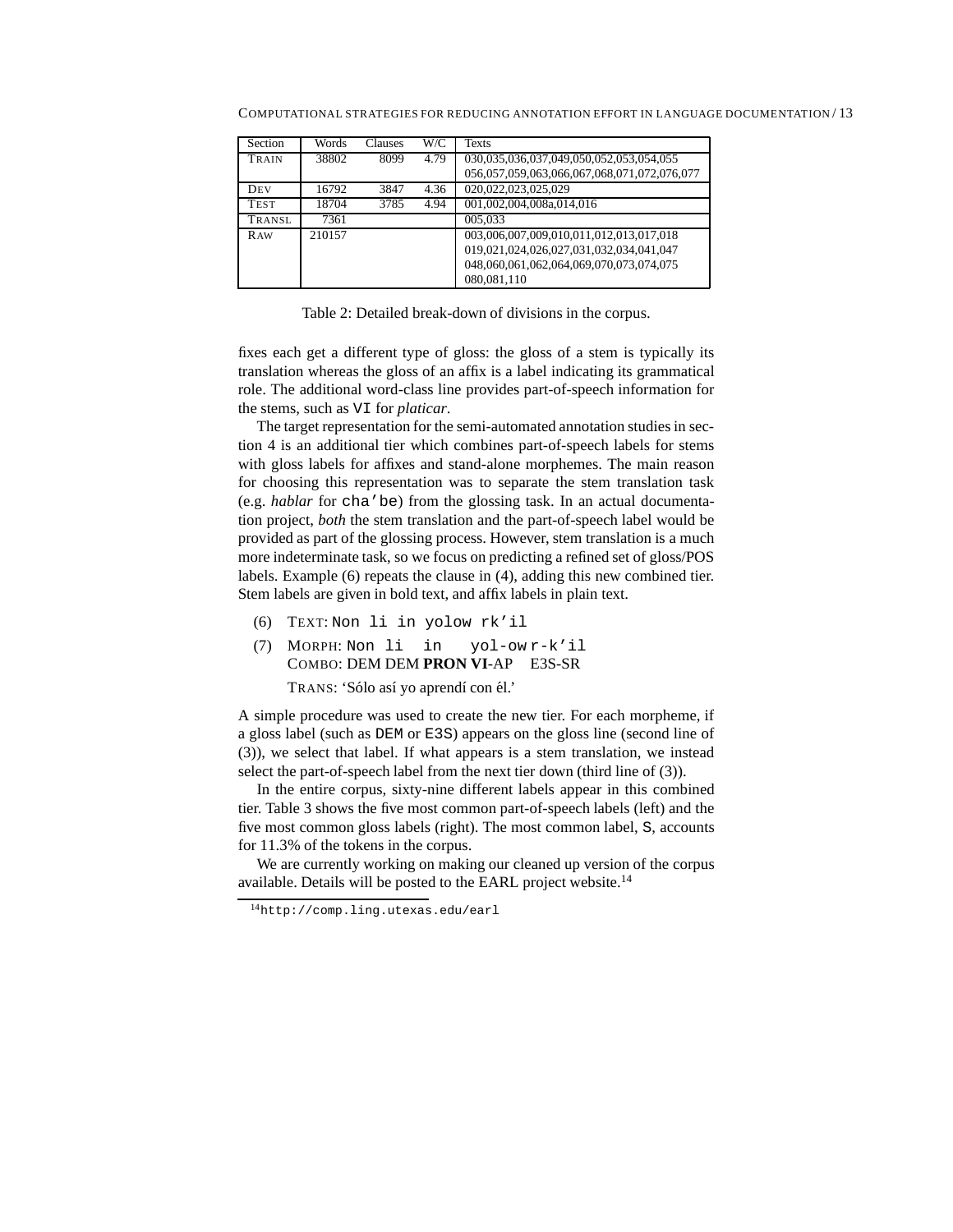| Section | Words | Clauses | W/C | Texts |
|---|---|---|---|---|
| TRAIN | 38802 | 8099 | 4.79 | 030,035,036,037,049,050,052,053,054,055 056,057,059,063,066,067,068,071,072,076,077 |
| DEV | 16792 | 3847 | 4.36 | 020,022,023,025,029 |
| TEST | 18704 | 3785 | 4.94 | 001,002,004,008a,014,016 |
| TRANSL | 7361 | | | 005,033 |
| RAW | 210157 | | | 003,006,007,009,010,011,012,013,017,018 019,021,024,026,027,031,032,034,041,047 048,060,061,062,064,069,070,073,074,075 080,081,110 |

Table 2: Detailed break-down of divisions in the corpus.

fixes each get a different type of gloss: the gloss of a stem is typically its translation whereas the gloss of an affix is a label indicating its grammatical role. The additional word-class line provides part-of-speech information for the stems, such as `VI` for *platicar*.

The target representation for the semi-automated annotation studies in section 4 is an additional tier which combines part-of-speech labels for stems with gloss labels for affixes and stand-alone morphemes. The main reason for choosing this representation was to separate the stem translation task (e.g. *hablar* for `cha'be`) from the glossing task. In an actual documentation project, *both* the stem translation and the part-of-speech label would be provided as part of the glossing process. However, stem translation is a much more indeterminate task, so we focus on predicting a refined set of gloss/POS labels. Example (6) repeats the clause in (4), adding this new combined tier. Stem labels are given in bold text, and affix labels in plain text.

(6) TEXT: `Non li in yolow rk'il`

(7) MORPH: `Non li in yol-ow r-k'il`
COMBO: DEM DEM **PRON** **VI**-AP E3S-SR

TRANS: 'Sólo así yo aprendí con él.'

A simple procedure was used to create the new tier. For each morpheme, if a gloss label (such as `DEM` or `E3S`) appears on the gloss line (second line of (3)), we select that label. If what appears is a stem translation, we instead select the part-of-speech label from the next tier down (third line of (3)).

In the entire corpus, sixty-nine different labels appear in this combined tier. Table 3 shows the five most common part-of-speech labels (left) and the five most common gloss labels (right). The most common label, `S`, accounts for 11.3% of the tokens in the corpus.

We are currently working on making our cleaned up version of the corpus available. Details will be posted to the EARL project website.[14]

[14] `http://comp.ling.utexas.edu/earl`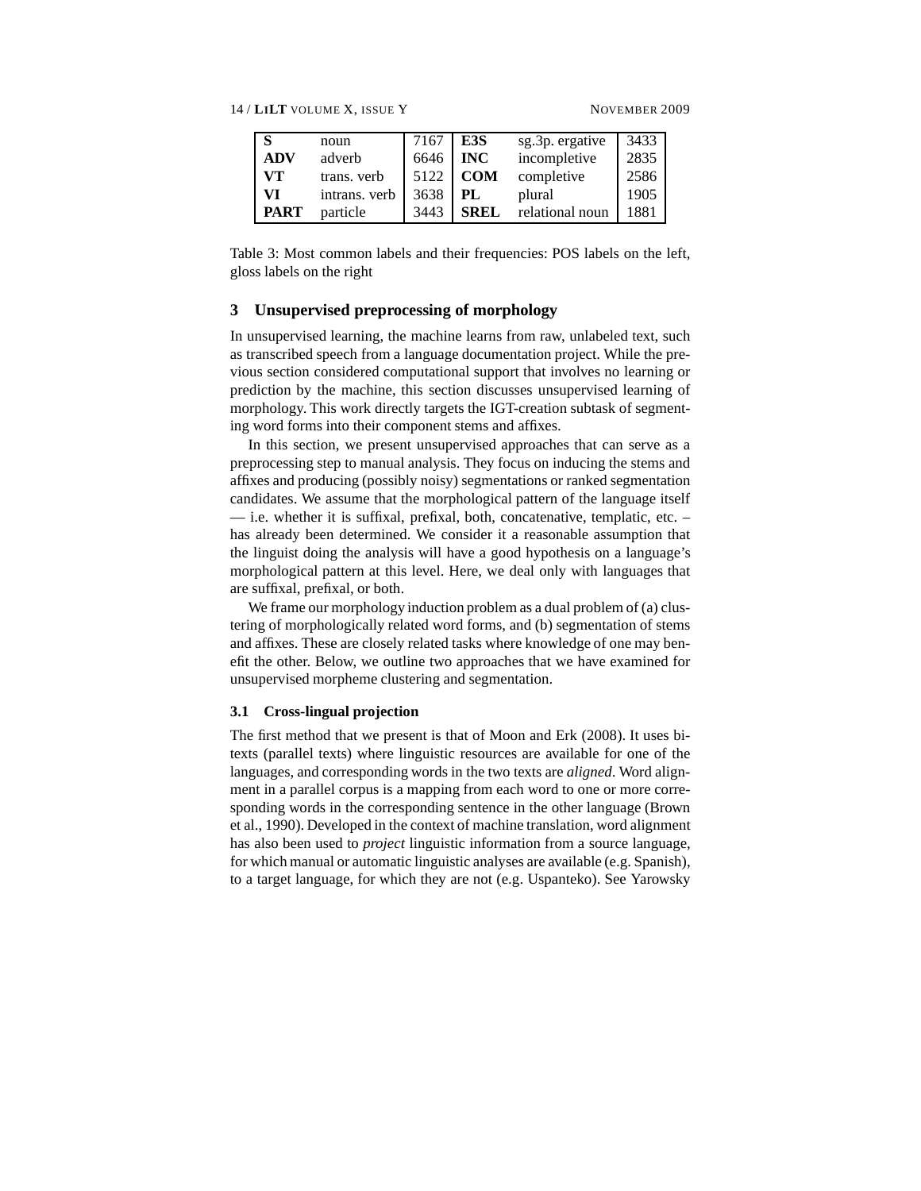| | | | | | |
|---|---|---|---|---|---|
| **S** | noun | 7167 | **E3S** | sg.3p. ergative | 3433 |
| **ADV** | adverb | 6646 | **INC** | incompletive | 2835 |
| **VT** | trans. verb | 5122 | **COM** | completive | 2586 |
| **VI** | intrans. verb | 3638 | **PL** | plural | 1905 |
| **PART** | particle | 3443 | **SREL** | relational noun | 1881 |

Table 3: Most common labels and their frequencies: POS labels on the left, gloss labels on the right

## 3 Unsupervised preprocessing of morphology

In unsupervised learning, the machine learns from raw, unlabeled text, such as transcribed speech from a language documentation project. While the previous section considered computational support that involves no learning or prediction by the machine, this section discusses unsupervised learning of morphology. This work directly targets the IGT-creation subtask of segmenting word forms into their component stems and affixes.

In this section, we present unsupervised approaches that can serve as a preprocessing step to manual analysis. They focus on inducing the stems and affixes and producing (possibly noisy) segmentations or ranked segmentation candidates. We assume that the morphological pattern of the language itself — i.e. whether it is suffixal, prefixal, both, concatenative, templatic, etc. – has already been determined. We consider it a reasonable assumption that the linguist doing the analysis will have a good hypothesis on a language's morphological pattern at this level. Here, we deal only with languages that are suffixal, prefixal, or both.

We frame our morphology induction problem as a dual problem of (a) clustering of morphologically related word forms, and (b) segmentation of stems and affixes. These are closely related tasks where knowledge of one may benefit the other. Below, we outline two approaches that we have examined for unsupervised morpheme clustering and segmentation.

### 3.1 Cross-lingual projection

The first method that we present is that of Moon and Erk (2008). It uses bitexts (parallel texts) where linguistic resources are available for one of the languages, and corresponding words in the two texts are *aligned*. Word alignment in a parallel corpus is a mapping from each word to one or more corresponding words in the corresponding sentence in the other language (Brown et al., 1990). Developed in the context of machine translation, word alignment has also been used to *project* linguistic information from a source language, for which manual or automatic linguistic analyses are available (e.g. Spanish), to a target language, for which they are not (e.g. Uspanteko). See Yarowsky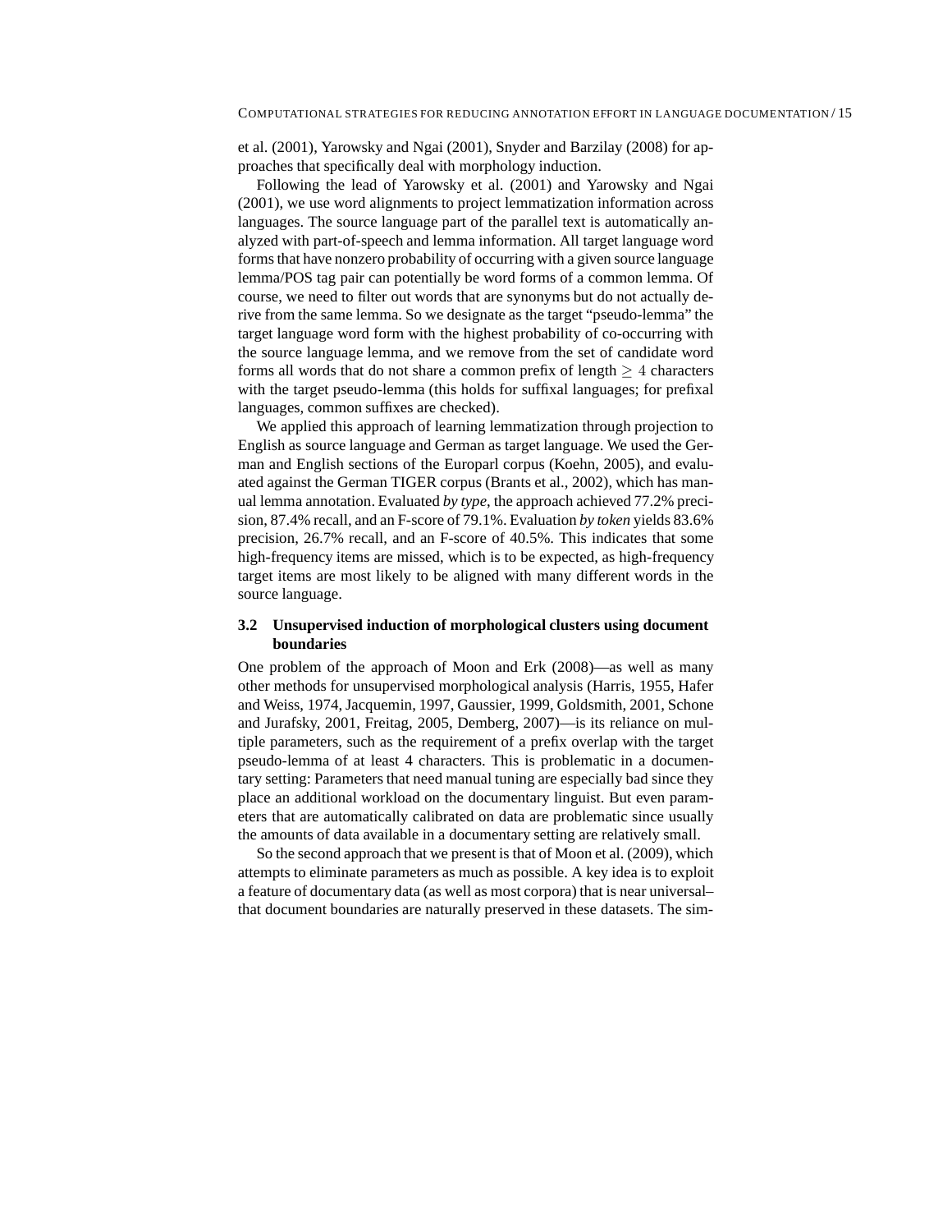et al. (2001), Yarowsky and Ngai (2001), Snyder and Barzilay (2008) for approaches that specifically deal with morphology induction.

Following the lead of Yarowsky et al. (2001) and Yarowsky and Ngai (2001), we use word alignments to project lemmatization information across languages. The source language part of the parallel text is automatically analyzed with part-of-speech and lemma information. All target language word forms that have nonzero probability of occurring with a given source language lemma/POS tag pair can potentially be word forms of a common lemma. Of course, we need to filter out words that are synonyms but do not actually derive from the same lemma. So we designate as the target "pseudo-lemma" the target language word form with the highest probability of co-occurring with the source language lemma, and we remove from the set of candidate word forms all words that do not share a common prefix of length $\geq 4$ characters with the target pseudo-lemma (this holds for suffixal languages; for prefixal languages, common suffixes are checked).

We applied this approach of learning lemmatization through projection to English as source language and German as target language. We used the German and English sections of the Europarl corpus (Koehn, 2005), and evaluated against the German TIGER corpus (Brants et al., 2002), which has manual lemma annotation. Evaluated *by type*, the approach achieved 77.2% precision, 87.4% recall, and an F-score of 79.1%. Evaluation *by token* yields 83.6% precision, 26.7% recall, and an F-score of 40.5%. This indicates that some high-frequency items are missed, which is to be expected, as high-frequency target items are most likely to be aligned with many different words in the source language.

### 3.2 Unsupervised induction of morphological clusters using document boundaries

One problem of the approach of Moon and Erk (2008)—as well as many other methods for unsupervised morphological analysis (Harris, 1955, Hafer and Weiss, 1974, Jacquemin, 1997, Gaussier, 1999, Goldsmith, 2001, Schone and Jurafsky, 2001, Freitag, 2005, Demberg, 2007)—is its reliance on multiple parameters, such as the requirement of a prefix overlap with the target pseudo-lemma of at least 4 characters. This is problematic in a documentary setting: Parameters that need manual tuning are especially bad since they place an additional workload on the documentary linguist. But even parameters that are automatically calibrated on data are problematic since usually the amounts of data available in a documentary setting are relatively small.

So the second approach that we present is that of Moon et al. (2009), which attempts to eliminate parameters as much as possible. A key idea is to exploit a feature of documentary data (as well as most corpora) that is near universal–that document boundaries are naturally preserved in these datasets. The sim-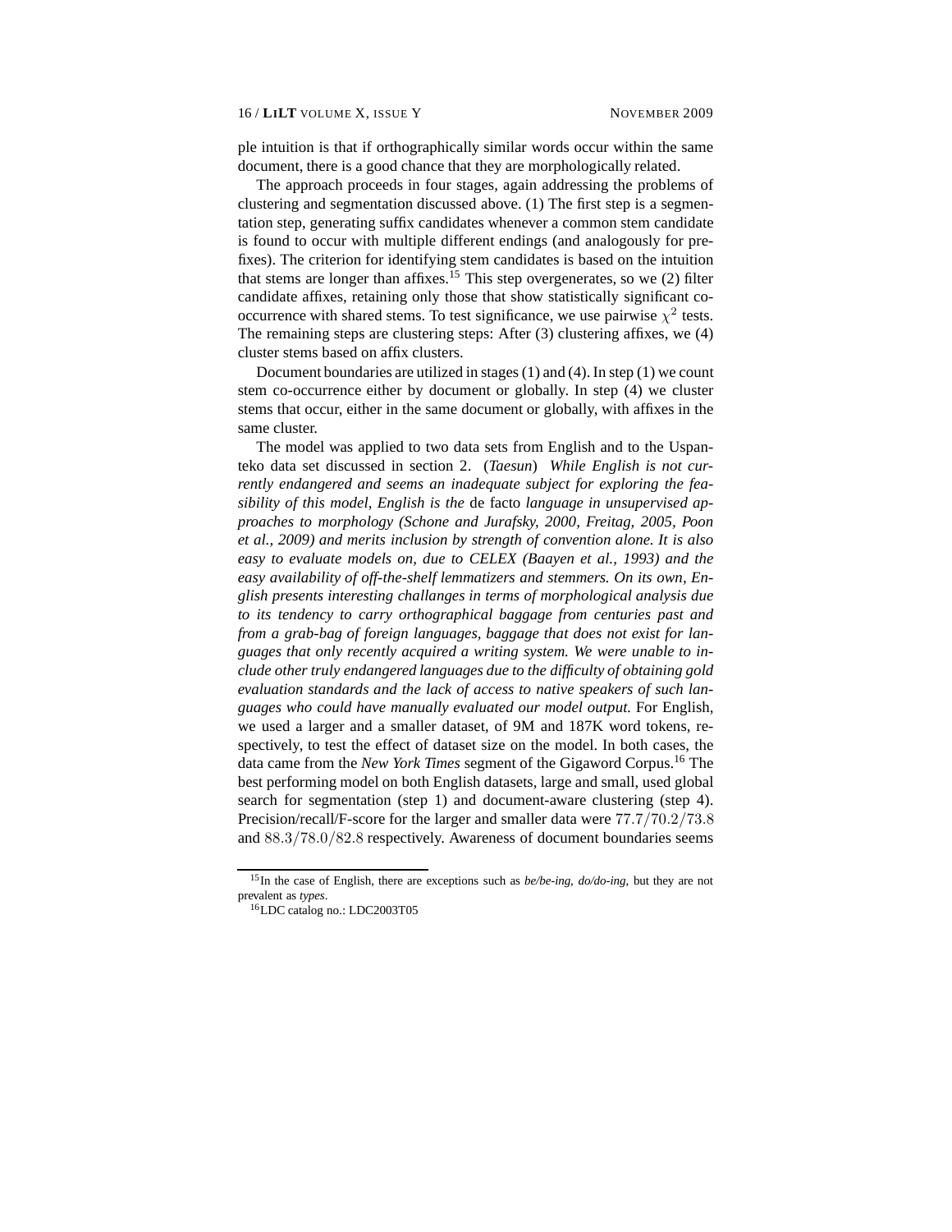ple intuition is that if orthographically similar words occur within the same document, there is a good chance that they are morphologically related.

The approach proceeds in four stages, again addressing the problems of clustering and segmentation discussed above. (1) The first step is a segmentation step, generating suffix candidates whenever a common stem candidate is found to occur with multiple different endings (and analogously for prefixes). The criterion for identifying stem candidates is based on the intuition that stems are longer than affixes.[15] This step overgenerates, so we (2) filter candidate affixes, retaining only those that show statistically significant co-occurrence with shared stems. To test significance, we use pairwise $\chi^2$ tests. The remaining steps are clustering steps: After (3) clustering affixes, we (4) cluster stems based on affix clusters.

Document boundaries are utilized in stages (1) and (4). In step (1) we count stem co-occurrence either by document or globally. In step (4) we cluster stems that occur, either in the same document or globally, with affixes in the same cluster.

The model was applied to two data sets from English and to the Uspanteko data set discussed in section 2. (*Taesun*) *While English is not currently endangered and seems an inadequate subject for exploring the feasibility of this model, English is the* de facto *language in unsupervised approaches to morphology (Schone and Jurafsky, 2000, Freitag, 2005, Poon et al., 2009) and merits inclusion by strength of convention alone. It is also easy to evaluate models on, due to CELEX (Baayen et al., 1993) and the easy availability of off-the-shelf lemmatizers and stemmers. On its own, English presents interesting challanges in terms of morphological analysis due to its tendency to carry orthographical baggage from centuries past and from a grab-bag of foreign languages, baggage that does not exist for languages that only recently acquired a writing system. We were unable to include other truly endangered languages due to the difficulty of obtaining gold evaluation standards and the lack of access to native speakers of such languages who could have manually evaluated our model output.* For English, we used a larger and a smaller dataset, of 9M and 187K word tokens, respectively, to test the effect of dataset size on the model. In both cases, the data came from the *New York Times* segment of the Gigaword Corpus.[16] The best performing model on both English datasets, large and small, used global search for segmentation (step 1) and document-aware clustering (step 4). Precision/recall/F-score for the larger and smaller data were $77.7/70.2/73.8$ and $88.3/78.0/82.8$ respectively. Awareness of document boundaries seems

[15] In the case of English, there are exceptions such as *be/be-ing*, *do/do-ing*, but they are not prevalent as *types*.

[16] LDC catalog no.: LDC2003T05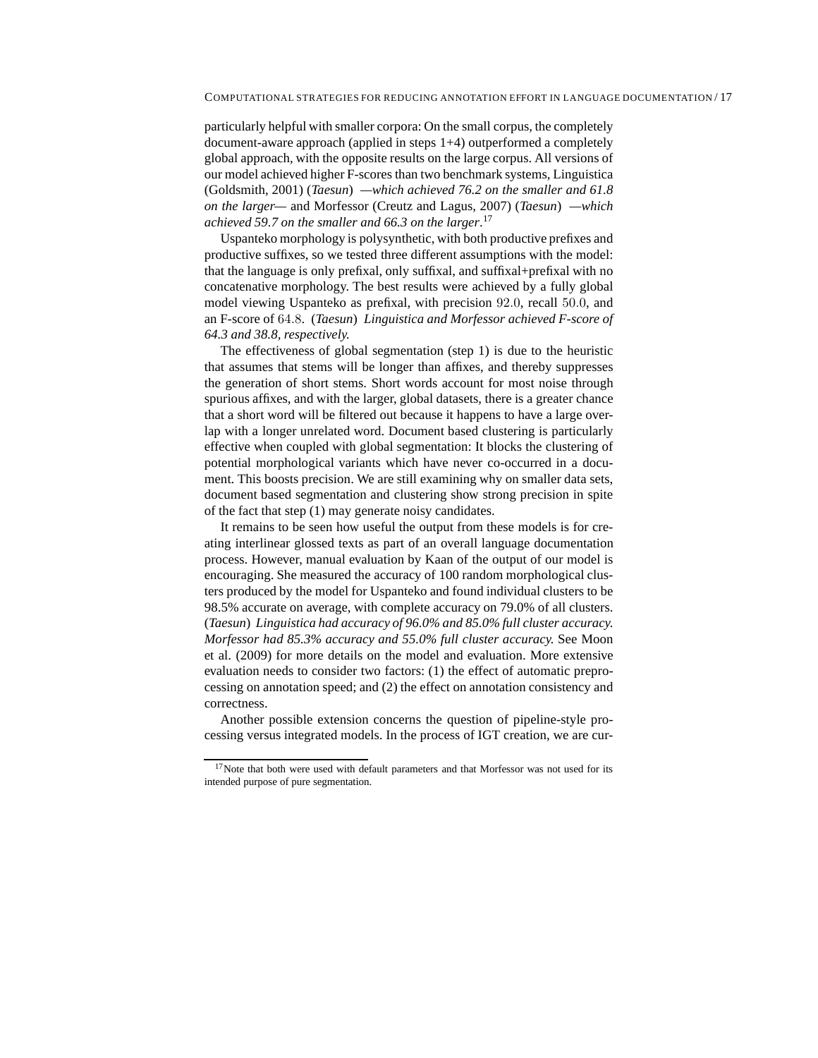particularly helpful with smaller corpora: On the small corpus, the completely document-aware approach (applied in steps 1+4) outperformed a completely global approach, with the opposite results on the large corpus. All versions of our model achieved higher F-scores than two benchmark systems, Linguistica (Goldsmith, 2001) (*Taesun*) *—which achieved 76.2 on the smaller and 61.8 on the larger—* and Morfessor (Creutz and Lagus, 2007) (*Taesun*) *—which achieved 59.7 on the smaller and 66.3 on the larger*.[17]

Uspanteko morphology is polysynthetic, with both productive prefixes and productive suffixes, so we tested three different assumptions with the model: that the language is only prefixal, only suffixal, and suffixal+prefixal with no concatenative morphology. The best results were achieved by a fully global model viewing Uspanteko as prefixal, with precision 92.0, recall 50.0, and an F-score of 64.8. (*Taesun*) *Linguistica and Morfessor achieved F-score of 64.3 and 38.8, respectively.*

The effectiveness of global segmentation (step 1) is due to the heuristic that assumes that stems will be longer than affixes, and thereby suppresses the generation of short stems. Short words account for most noise through spurious affixes, and with the larger, global datasets, there is a greater chance that a short word will be filtered out because it happens to have a large overlap with a longer unrelated word. Document based clustering is particularly effective when coupled with global segmentation: It blocks the clustering of potential morphological variants which have never co-occurred in a document. This boosts precision. We are still examining why on smaller data sets, document based segmentation and clustering show strong precision in spite of the fact that step (1) may generate noisy candidates.

It remains to be seen how useful the output from these models is for creating interlinear glossed texts as part of an overall language documentation process. However, manual evaluation by Kaan of the output of our model is encouraging. She measured the accuracy of 100 random morphological clusters produced by the model for Uspanteko and found individual clusters to be 98.5% accurate on average, with complete accuracy on 79.0% of all clusters. (*Taesun*) *Linguistica had accuracy of 96.0% and 85.0% full cluster accuracy. Morfessor had 85.3% accuracy and 55.0% full cluster accuracy.* See Moon et al. (2009) for more details on the model and evaluation. More extensive evaluation needs to consider two factors: (1) the effect of automatic preprocessing on annotation speed; and (2) the effect on annotation consistency and correctness.

Another possible extension concerns the question of pipeline-style processing versus integrated models. In the process of IGT creation, we are cur-

[17] Note that both were used with default parameters and that Morfessor was not used for its intended purpose of pure segmentation.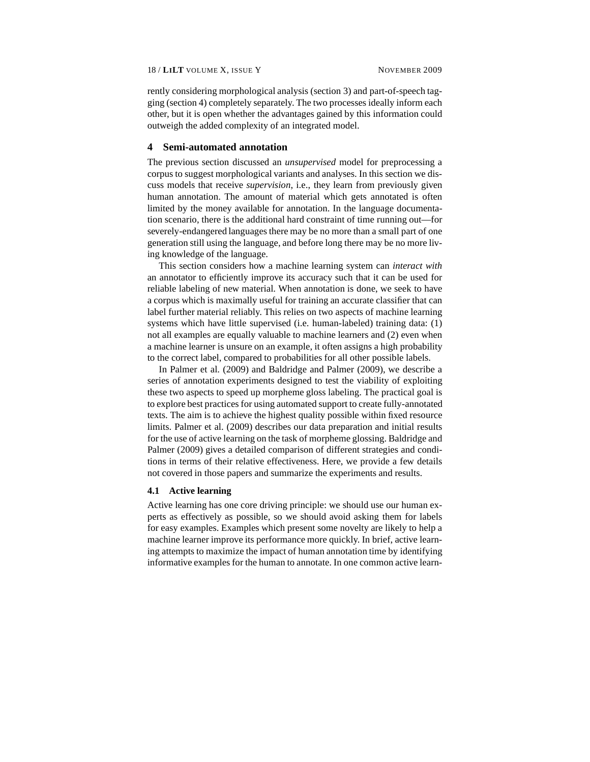rently considering morphological analysis (section 3) and part-of-speech tagging (section 4) completely separately. The two processes ideally inform each other, but it is open whether the advantages gained by this information could outweigh the added complexity of an integrated model.

## 4 Semi-automated annotation

The previous section discussed an *unsupervised* model for preprocessing a corpus to suggest morphological variants and analyses. In this section we discuss models that receive *supervision*, i.e., they learn from previously given human annotation. The amount of material which gets annotated is often limited by the money available for annotation. In the language documentation scenario, there is the additional hard constraint of time running out—for severely-endangered languages there may be no more than a small part of one generation still using the language, and before long there may be no more living knowledge of the language.

This section considers how a machine learning system can *interact with* an annotator to efficiently improve its accuracy such that it can be used for reliable labeling of new material. When annotation is done, we seek to have a corpus which is maximally useful for training an accurate classifier that can label further material reliably. This relies on two aspects of machine learning systems which have little supervised (i.e. human-labeled) training data: (1) not all examples are equally valuable to machine learners and (2) even when a machine learner is unsure on an example, it often assigns a high probability to the correct label, compared to probabilities for all other possible labels.

In Palmer et al. (2009) and Baldridge and Palmer (2009), we describe a series of annotation experiments designed to test the viability of exploiting these two aspects to speed up morpheme gloss labeling. The practical goal is to explore best practices for using automated support to create fully-annotated texts. The aim is to achieve the highest quality possible within fixed resource limits. Palmer et al. (2009) describes our data preparation and initial results for the use of active learning on the task of morpheme glossing. Baldridge and Palmer (2009) gives a detailed comparison of different strategies and conditions in terms of their relative effectiveness. Here, we provide a few details not covered in those papers and summarize the experiments and results.

### 4.1 Active learning

Active learning has one core driving principle: we should use our human experts as effectively as possible, so we should avoid asking them for labels for easy examples. Examples which present some novelty are likely to help a machine learner improve its performance more quickly. In brief, active learning attempts to maximize the impact of human annotation time by identifying informative examples for the human to annotate. In one common active learn-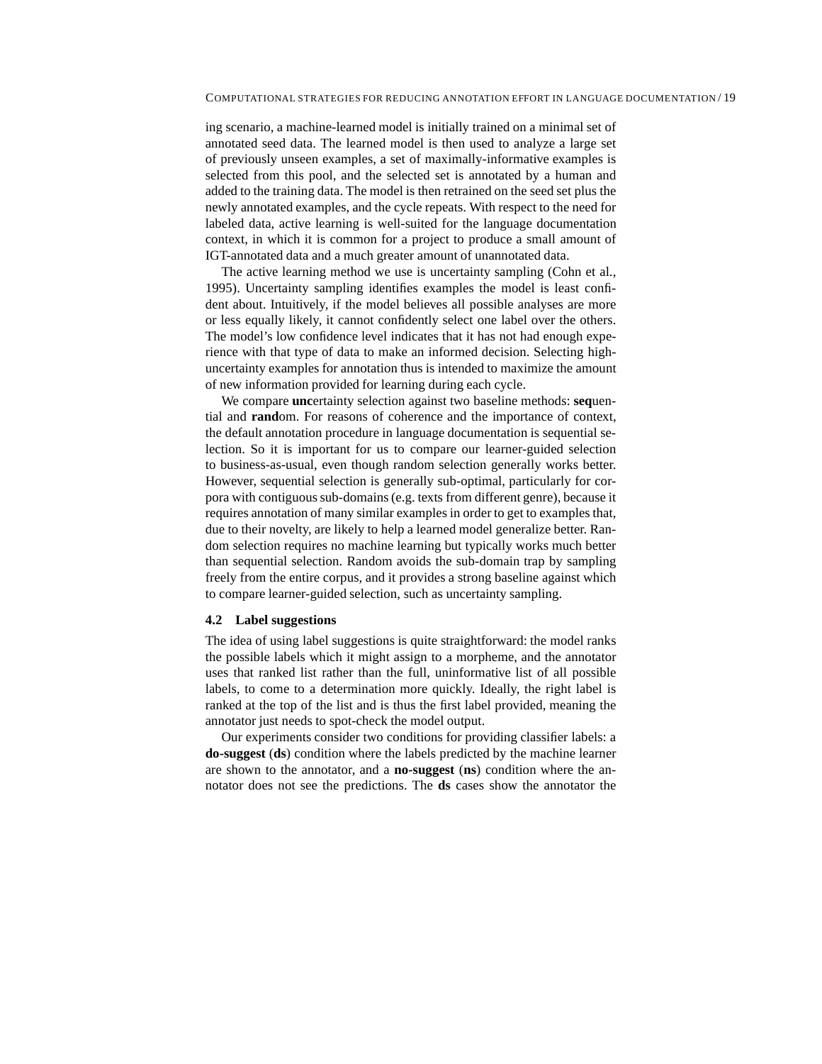ing scenario, a machine-learned model is initially trained on a minimal set of annotated seed data. The learned model is then used to analyze a large set of previously unseen examples, a set of maximally-informative examples is selected from this pool, and the selected set is annotated by a human and added to the training data. The model is then retrained on the seed set plus the newly annotated examples, and the cycle repeats. With respect to the need for labeled data, active learning is well-suited for the language documentation context, in which it is common for a project to produce a small amount of IGT-annotated data and a much greater amount of unannotated data.

The active learning method we use is uncertainty sampling (Cohn et al., 1995). Uncertainty sampling identifies examples the model is least confident about. Intuitively, if the model believes all possible analyses are more or less equally likely, it cannot confidently select one label over the others. The model's low confidence level indicates that it has not had enough experience with that type of data to make an informed decision. Selecting high-uncertainty examples for annotation thus is intended to maximize the amount of new information provided for learning during each cycle.

We compare **unc**ertainty selection against two baseline methods: **seq**uential and **rand**om. For reasons of coherence and the importance of context, the default annotation procedure in language documentation is sequential selection. So it is important for us to compare our learner-guided selection to business-as-usual, even though random selection generally works better. However, sequential selection is generally sub-optimal, particularly for corpora with contiguous sub-domains (e.g. texts from different genre), because it requires annotation of many similar examples in order to get to examples that, due to their novelty, are likely to help a learned model generalize better. Random selection requires no machine learning but typically works much better than sequential selection. Random avoids the sub-domain trap by sampling freely from the entire corpus, and it provides a strong baseline against which to compare learner-guided selection, such as uncertainty sampling.

### 4.2 Label suggestions

The idea of using label suggestions is quite straightforward: the model ranks the possible labels which it might assign to a morpheme, and the annotator uses that ranked list rather than the full, uninformative list of all possible labels, to come to a determination more quickly. Ideally, the right label is ranked at the top of the list and is thus the first label provided, meaning the annotator just needs to spot-check the model output.

Our experiments consider two conditions for providing classifier labels: a **do-suggest** (**ds**) condition where the labels predicted by the machine learner are shown to the annotator, and a **no-suggest** (**ns**) condition where the annotator does not see the predictions. The **ds** cases show the annotator the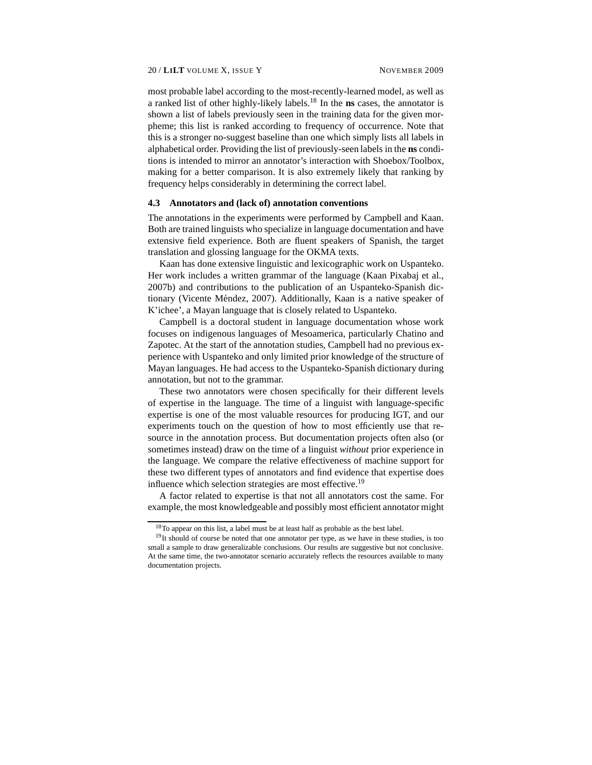most probable label according to the most-recently-learned model, as well as a ranked list of other highly-likely labels.[18] In the **ns** cases, the annotator is shown a list of labels previously seen in the training data for the given morpheme; this list is ranked according to frequency of occurrence. Note that this is a stronger no-suggest baseline than one which simply lists all labels in alphabetical order. Providing the list of previously-seen labels in the **ns** conditions is intended to mirror an annotator's interaction with Shoebox/Toolbox, making for a better comparison. It is also extremely likely that ranking by frequency helps considerably in determining the correct label.

### 4.3 Annotators and (lack of) annotation conventions

The annotations in the experiments were performed by Campbell and Kaan. Both are trained linguists who specialize in language documentation and have extensive field experience. Both are fluent speakers of Spanish, the target translation and glossing language for the OKMA texts.

Kaan has done extensive linguistic and lexicographic work on Uspanteko. Her work includes a written grammar of the language (Kaan Pixabaj et al., 2007b) and contributions to the publication of an Uspanteko-Spanish dictionary (Vicente Méndez, 2007). Additionally, Kaan is a native speaker of K'ichee', a Mayan language that is closely related to Uspanteko.

Campbell is a doctoral student in language documentation whose work focuses on indigenous languages of Mesoamerica, particularly Chatino and Zapotec. At the start of the annotation studies, Campbell had no previous experience with Uspanteko and only limited prior knowledge of the structure of Mayan languages. He had access to the Uspanteko-Spanish dictionary during annotation, but not to the grammar.

These two annotators were chosen specifically for their different levels of expertise in the language. The time of a linguist with language-specific expertise is one of the most valuable resources for producing IGT, and our experiments touch on the question of how to most efficiently use that resource in the annotation process. But documentation projects often also (or sometimes instead) draw on the time of a linguist *without* prior experience in the language. We compare the relative effectiveness of machine support for these two different types of annotators and find evidence that expertise does influence which selection strategies are most effective.[19]

A factor related to expertise is that not all annotators cost the same. For example, the most knowledgeable and possibly most efficient annotator might

[18] To appear on this list, a label must be at least half as probable as the best label.

[19] It should of course be noted that one annotator per type, as we have in these studies, is too small a sample to draw generalizable conclusions. Our results are suggestive but not conclusive. At the same time, the two-annotator scenario accurately reflects the resources available to many documentation projects.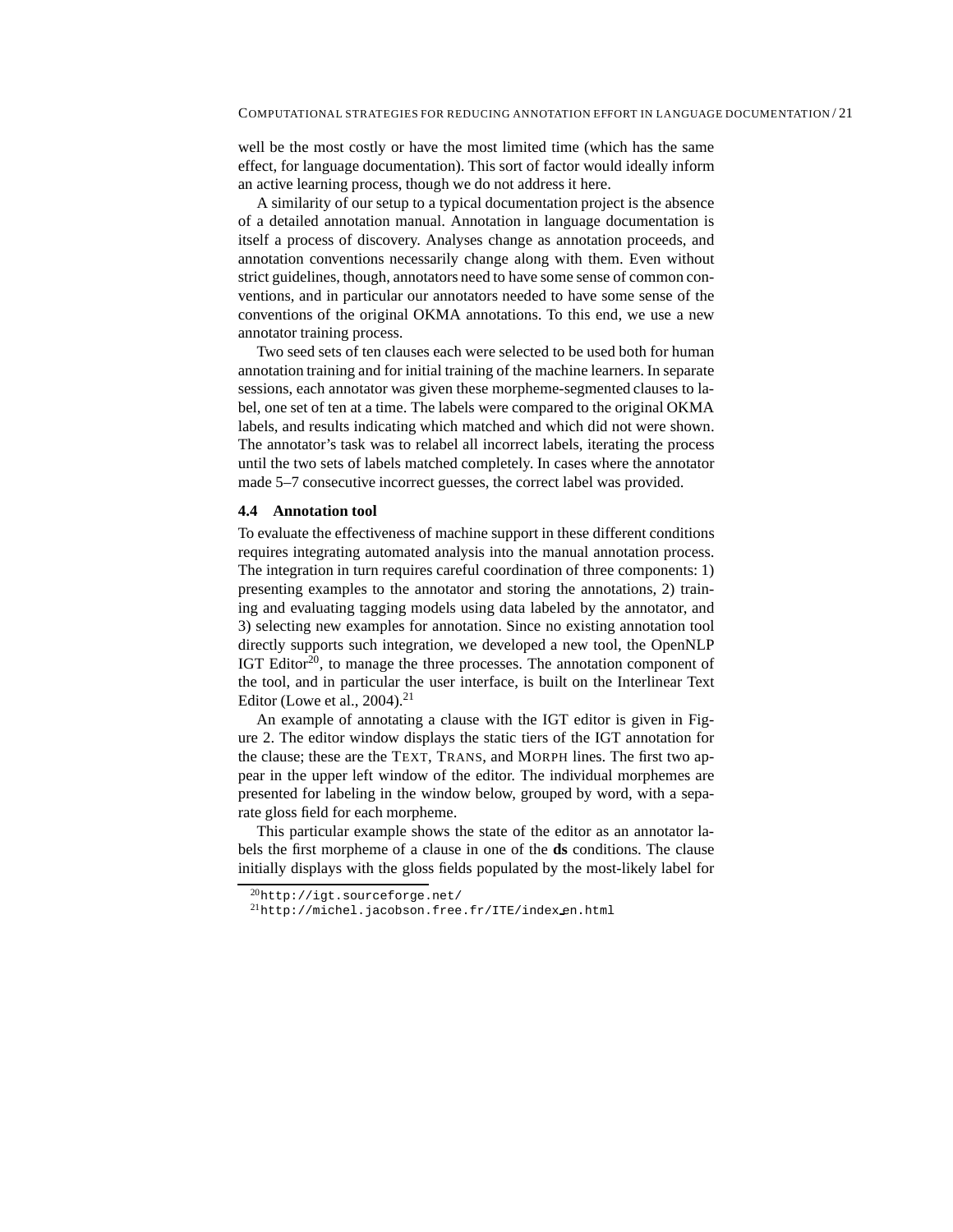well be the most costly or have the most limited time (which has the same effect, for language documentation). This sort of factor would ideally inform an active learning process, though we do not address it here.

A similarity of our setup to a typical documentation project is the absence of a detailed annotation manual. Annotation in language documentation is itself a process of discovery. Analyses change as annotation proceeds, and annotation conventions necessarily change along with them. Even without strict guidelines, though, annotators need to have some sense of common conventions, and in particular our annotators needed to have some sense of the conventions of the original OKMA annotations. To this end, we use a new annotator training process.

Two seed sets of ten clauses each were selected to be used both for human annotation training and for initial training of the machine learners. In separate sessions, each annotator was given these morpheme-segmented clauses to label, one set of ten at a time. The labels were compared to the original OKMA labels, and results indicating which matched and which did not were shown. The annotator's task was to relabel all incorrect labels, iterating the process until the two sets of labels matched completely. In cases where the annotator made 5–7 consecutive incorrect guesses, the correct label was provided.

### 4.4 Annotation tool

To evaluate the effectiveness of machine support in these different conditions requires integrating automated analysis into the manual annotation process. The integration in turn requires careful coordination of three components: 1) presenting examples to the annotator and storing the annotations, 2) training and evaluating tagging models using data labeled by the annotator, and 3) selecting new examples for annotation. Since no existing annotation tool directly supports such integration, we developed a new tool, the OpenNLP IGT Editor[20], to manage the three processes. The annotation component of the tool, and in particular the user interface, is built on the Interlinear Text Editor (Lowe et al., 2004).[21]

An example of annotating a clause with the IGT editor is given in Figure 2. The editor window displays the static tiers of the IGT annotation for the clause; these are the TEXT, TRANS, and MORPH lines. The first two appear in the upper left window of the editor. The individual morphemes are presented for labeling in the window below, grouped by word, with a separate gloss field for each morpheme.

This particular example shows the state of the editor as an annotator labels the first morpheme of a clause in one of the **ds** conditions. The clause initially displays with the gloss fields populated by the most-likely label for

[20] `http://igt.sourceforge.net/`

[21] `http://michel.jacobson.free.fr/ITE/index_en.html`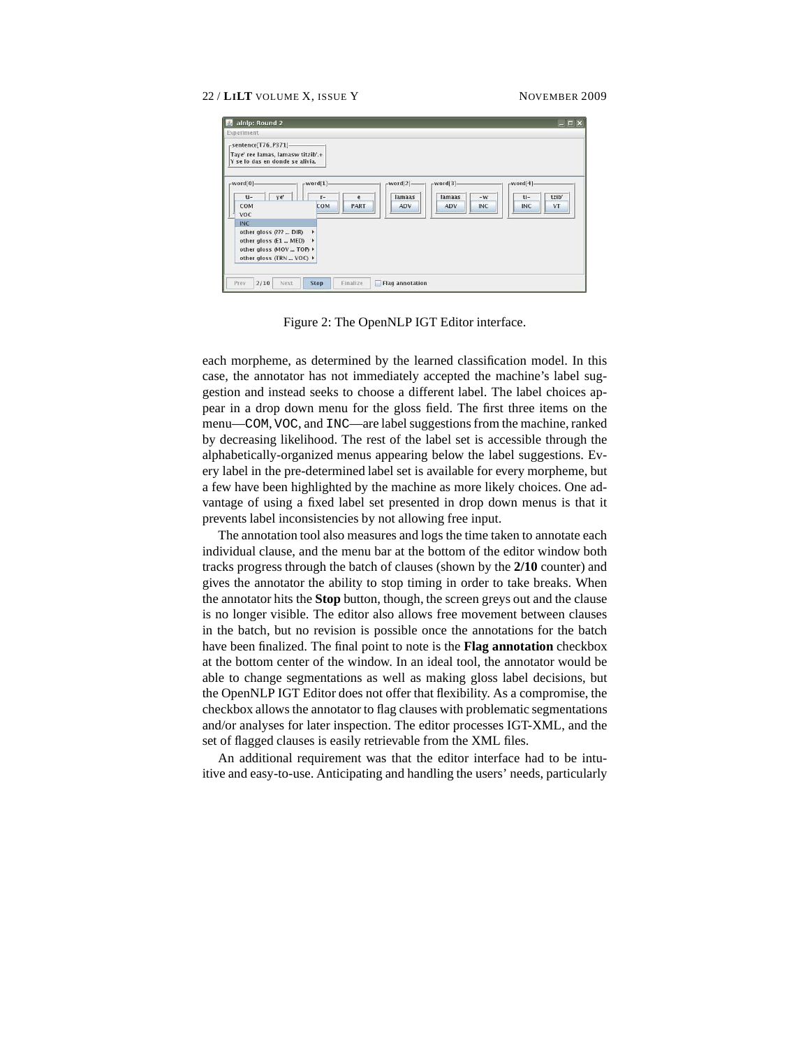Figure 2: The OpenNLP IGT Editor interface.

each morpheme, as determined by the learned classification model. In this case, the annotator has not immediately accepted the machine's label suggestion and instead seeks to choose a different label. The label choices appear in a drop down menu for the gloss field. The first three items on the menu—COM, VOC, and INC—are label suggestions from the machine, ranked by decreasing likelihood. The rest of the label set is accessible through the alphabetically-organized menus appearing below the label suggestions. Every label in the pre-determined label set is available for every morpheme, but a few have been highlighted by the machine as more likely choices. One advantage of using a fixed label set presented in drop down menus is that it prevents label inconsistencies by not allowing free input.

The annotation tool also measures and logs the time taken to annotate each individual clause, and the menu bar at the bottom of the editor window both tracks progress through the batch of clauses (shown by the **2/10** counter) and gives the annotator the ability to stop timing in order to take breaks. When the annotator hits the **Stop** button, though, the screen greys out and the clause is no longer visible. The editor also allows free movement between clauses in the batch, but no revision is possible once the annotations for the batch have been finalized. The final point to note is the **Flag annotation** checkbox at the bottom center of the window. In an ideal tool, the annotator would be able to change segmentations as well as making gloss label decisions, but the OpenNLP IGT Editor does not offer that flexibility. As a compromise, the checkbox allows the annotator to flag clauses with problematic segmentations and/or analyses for later inspection. The editor processes IGT-XML, and the set of flagged clauses is easily retrievable from the XML files.

An additional requirement was that the editor interface had to be intuitive and easy-to-use. Anticipating and handling the users' needs, particularly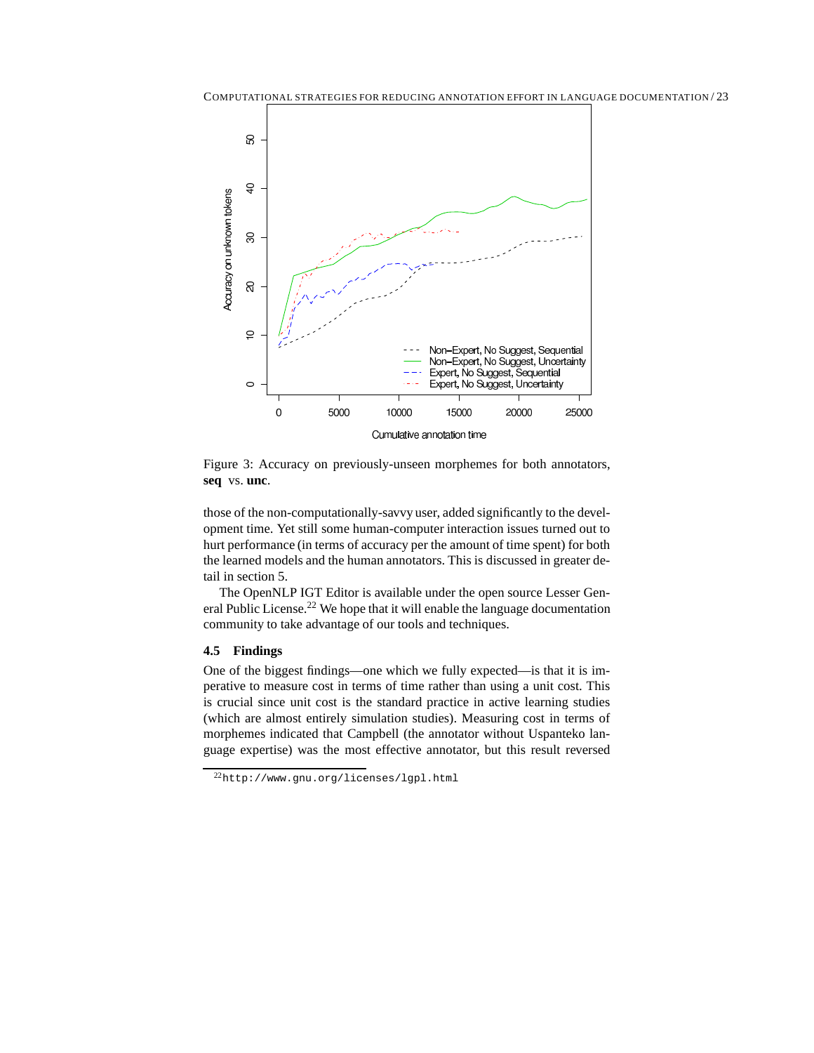Figure 3: Accuracy on previously-unseen morphemes for both annotators, **seq** vs. **unc**.

those of the non-computationally-savvy user, added significantly to the development time. Yet still some human-computer interaction issues turned out to hurt performance (in terms of accuracy per the amount of time spent) for both the learned models and the human annotators. This is discussed in greater detail in section 5.

The OpenNLP IGT Editor is available under the open source Lesser General Public License.[22] We hope that it will enable the language documentation community to take advantage of our tools and techniques.

### 4.5 Findings

One of the biggest findings—one which we fully expected—is that it is imperative to measure cost in terms of time rather than using a unit cost. This is crucial since unit cost is the standard practice in active learning studies (which are almost entirely simulation studies). Measuring cost in terms of morphemes indicated that Campbell (the annotator without Uspanteko language expertise) was the most effective annotator, but this result reversed

[22] `http://www.gnu.org/licenses/lgpl.html`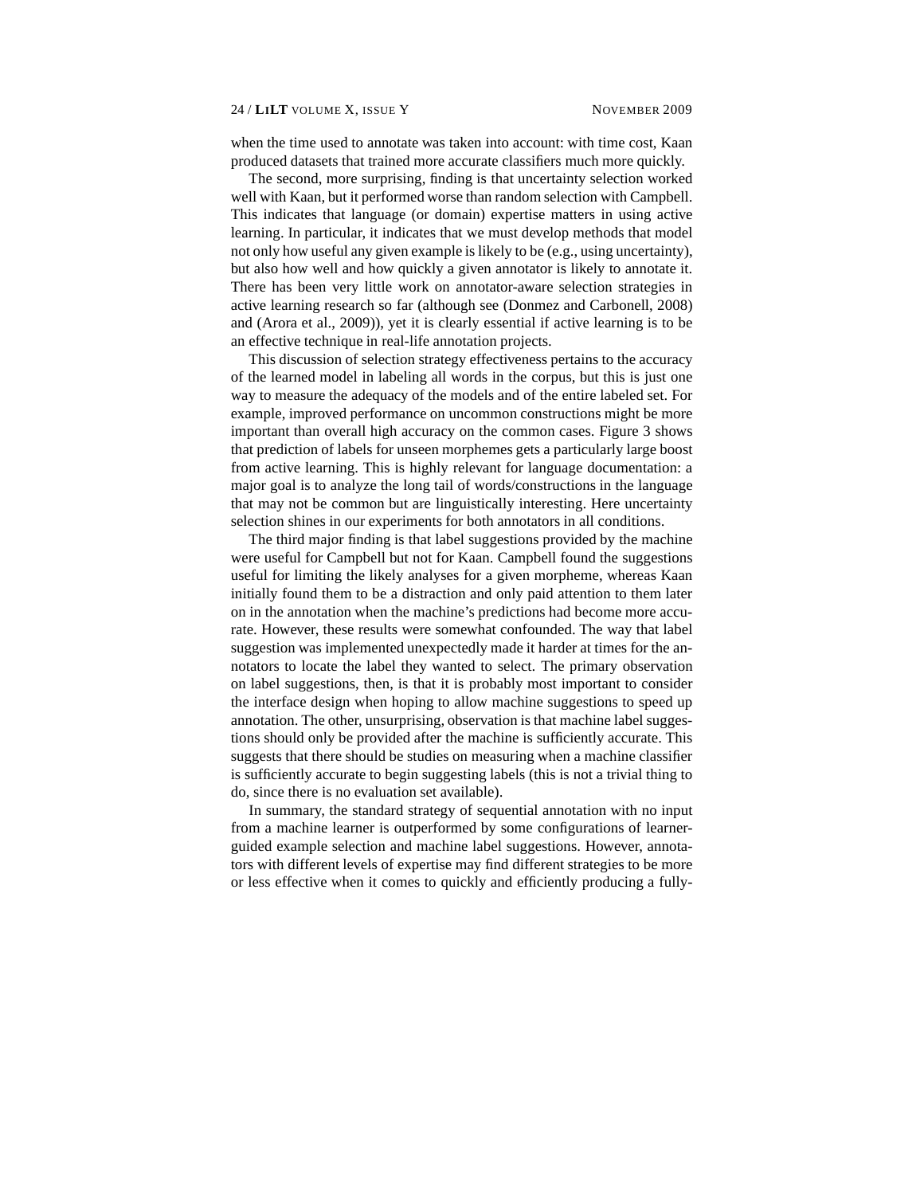when the time used to annotate was taken into account: with time cost, Kaan produced datasets that trained more accurate classifiers much more quickly.

The second, more surprising, finding is that uncertainty selection worked well with Kaan, but it performed worse than random selection with Campbell. This indicates that language (or domain) expertise matters in using active learning. In particular, it indicates that we must develop methods that model not only how useful any given example is likely to be (e.g., using uncertainty), but also how well and how quickly a given annotator is likely to annotate it. There has been very little work on annotator-aware selection strategies in active learning research so far (although see (Donmez and Carbonell, 2008) and (Arora et al., 2009)), yet it is clearly essential if active learning is to be an effective technique in real-life annotation projects.

This discussion of selection strategy effectiveness pertains to the accuracy of the learned model in labeling all words in the corpus, but this is just one way to measure the adequacy of the models and of the entire labeled set. For example, improved performance on uncommon constructions might be more important than overall high accuracy on the common cases. Figure 3 shows that prediction of labels for unseen morphemes gets a particularly large boost from active learning. This is highly relevant for language documentation: a major goal is to analyze the long tail of words/constructions in the language that may not be common but are linguistically interesting. Here uncertainty selection shines in our experiments for both annotators in all conditions.

The third major finding is that label suggestions provided by the machine were useful for Campbell but not for Kaan. Campbell found the suggestions useful for limiting the likely analyses for a given morpheme, whereas Kaan initially found them to be a distraction and only paid attention to them later on in the annotation when the machine's predictions had become more accurate. However, these results were somewhat confounded. The way that label suggestion was implemented unexpectedly made it harder at times for the annotators to locate the label they wanted to select. The primary observation on label suggestions, then, is that it is probably most important to consider the interface design when hoping to allow machine suggestions to speed up annotation. The other, unsurprising, observation is that machine label suggestions should only be provided after the machine is sufficiently accurate. This suggests that there should be studies on measuring when a machine classifier is sufficiently accurate to begin suggesting labels (this is not a trivial thing to do, since there is no evaluation set available).

In summary, the standard strategy of sequential annotation with no input from a machine learner is outperformed by some configurations of learner-guided example selection and machine label suggestions. However, annotators with different levels of expertise may find different strategies to be more or less effective when it comes to quickly and efficiently producing a fully-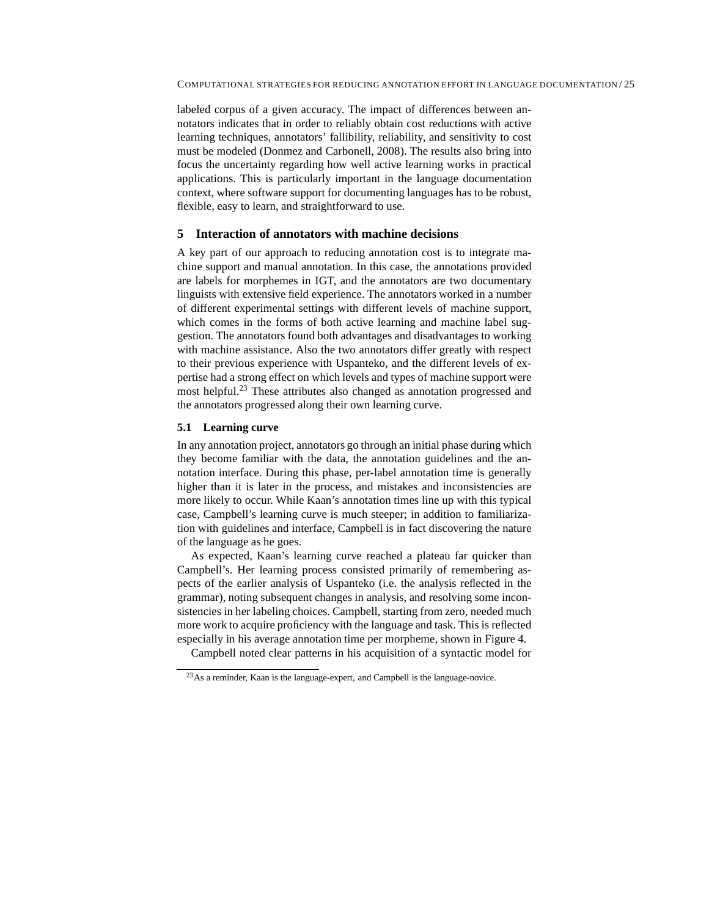labeled corpus of a given accuracy. The impact of differences between annotators indicates that in order to reliably obtain cost reductions with active learning techniques, annotators' fallibility, reliability, and sensitivity to cost must be modeled (Donmez and Carbonell, 2008). The results also bring into focus the uncertainty regarding how well active learning works in practical applications. This is particularly important in the language documentation context, where software support for documenting languages has to be robust, flexible, easy to learn, and straightforward to use.

## 5 Interaction of annotators with machine decisions

A key part of our approach to reducing annotation cost is to integrate machine support and manual annotation. In this case, the annotations provided are labels for morphemes in IGT, and the annotators are two documentary linguists with extensive field experience. The annotators worked in a number of different experimental settings with different levels of machine support, which comes in the forms of both active learning and machine label suggestion. The annotators found both advantages and disadvantages to working with machine assistance. Also the two annotators differ greatly with respect to their previous experience with Uspanteko, and the different levels of expertise had a strong effect on which levels and types of machine support were most helpful.[23] These attributes also changed as annotation progressed and the annotators progressed along their own learning curve.

### 5.1 Learning curve

In any annotation project, annotators go through an initial phase during which they become familiar with the data, the annotation guidelines and the annotation interface. During this phase, per-label annotation time is generally higher than it is later in the process, and mistakes and inconsistencies are more likely to occur. While Kaan's annotation times line up with this typical case, Campbell's learning curve is much steeper; in addition to familiarization with guidelines and interface, Campbell is in fact discovering the nature of the language as he goes.

As expected, Kaan's learning curve reached a plateau far quicker than Campbell's. Her learning process consisted primarily of remembering aspects of the earlier analysis of Uspanteko (i.e. the analysis reflected in the grammar), noting subsequent changes in analysis, and resolving some inconsistencies in her labeling choices. Campbell, starting from zero, needed much more work to acquire proficiency with the language and task. This is reflected especially in his average annotation time per morpheme, shown in Figure 4.

Campbell noted clear patterns in his acquisition of a syntactic model for

[23] As a reminder, Kaan is the language-expert, and Campbell is the language-novice.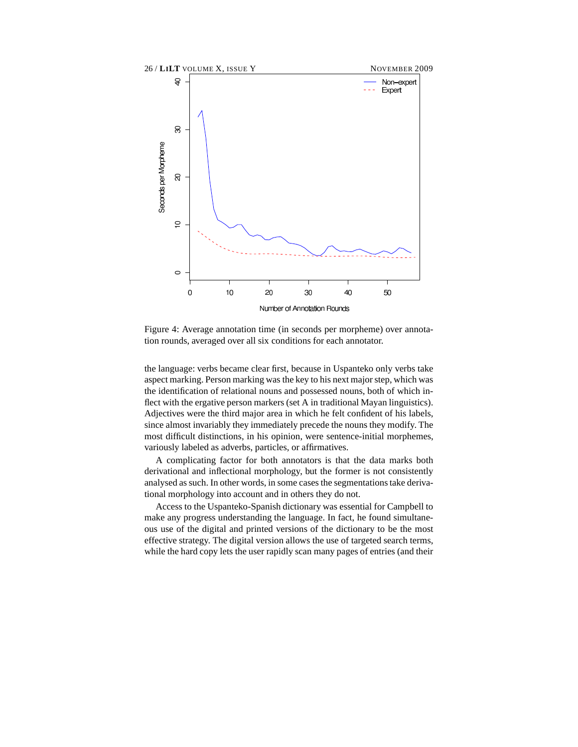Figure 4: Average annotation time (in seconds per morpheme) over annotation rounds, averaged over all six conditions for each annotator.

the language: verbs became clear first, because in Uspanteko only verbs take aspect marking. Person marking was the key to his next major step, which was the identification of relational nouns and possessed nouns, both of which inflect with the ergative person markers (set A in traditional Mayan linguistics). Adjectives were the third major area in which he felt confident of his labels, since almost invariably they immediately precede the nouns they modify. The most difficult distinctions, in his opinion, were sentence-initial morphemes, variously labeled as adverbs, particles, or affirmatives.

A complicating factor for both annotators is that the data marks both derivational and inflectional morphology, but the former is not consistently analysed as such. In other words, in some cases the segmentations take derivational morphology into account and in others they do not.

Access to the Uspanteko-Spanish dictionary was essential for Campbell to make any progress understanding the language. In fact, he found simultaneous use of the digital and printed versions of the dictionary to be the most effective strategy. The digital version allows the use of targeted search terms, while the hard copy lets the user rapidly scan many pages of entries (and their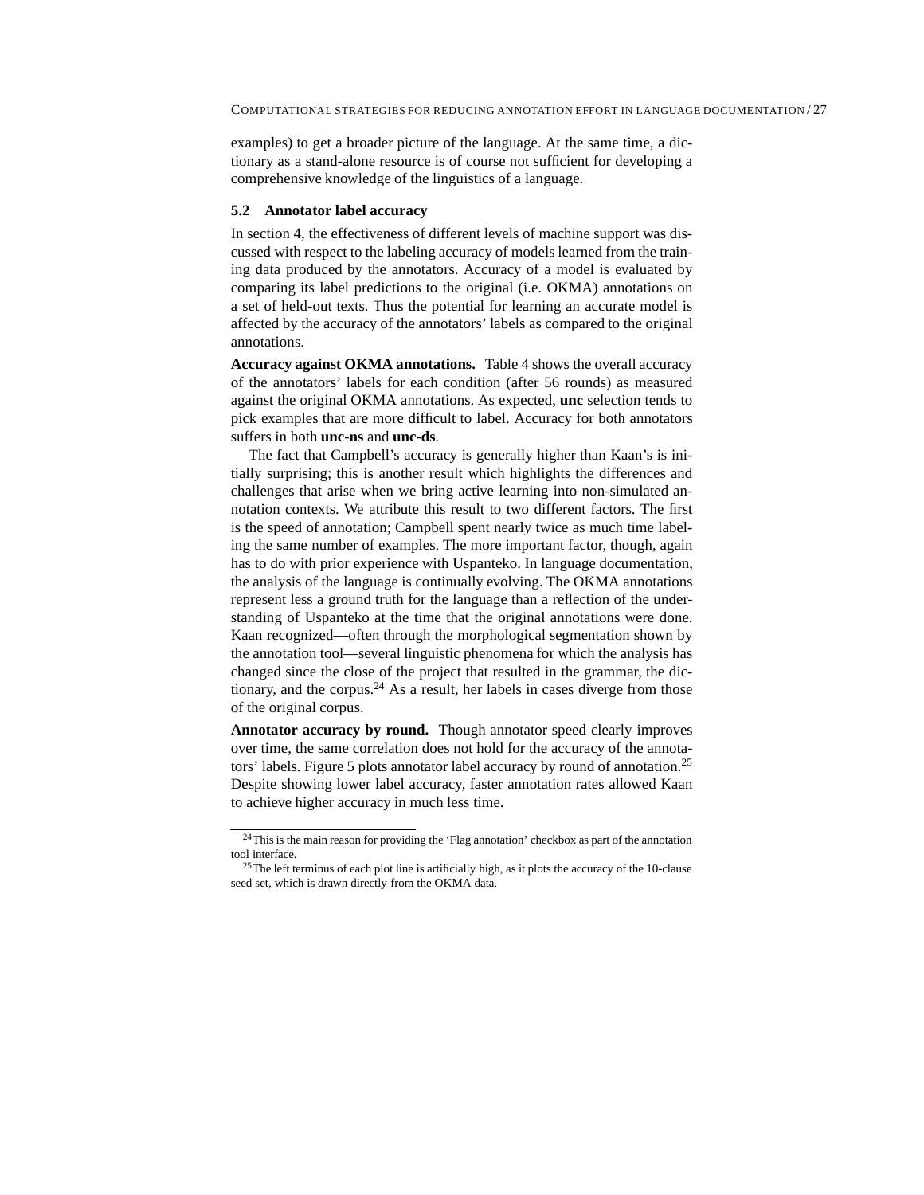examples) to get a broader picture of the language. At the same time, a dictionary as a stand-alone resource is of course not sufficient for developing a comprehensive knowledge of the linguistics of a language.

### 5.2 Annotator label accuracy

In section 4, the effectiveness of different levels of machine support was discussed with respect to the labeling accuracy of models learned from the training data produced by the annotators. Accuracy of a model is evaluated by comparing its label predictions to the original (i.e. OKMA) annotations on a set of held-out texts. Thus the potential for learning an accurate model is affected by the accuracy of the annotators' labels as compared to the original annotations.

**Accuracy against OKMA annotations.** Table 4 shows the overall accuracy of the annotators' labels for each condition (after 56 rounds) as measured against the original OKMA annotations. As expected, **unc** selection tends to pick examples that are more difficult to label. Accuracy for both annotators suffers in both **unc-ns** and **unc-ds**.

The fact that Campbell's accuracy is generally higher than Kaan's is initially surprising; this is another result which highlights the differences and challenges that arise when we bring active learning into non-simulated annotation contexts. We attribute this result to two different factors. The first is the speed of annotation; Campbell spent nearly twice as much time labeling the same number of examples. The more important factor, though, again has to do with prior experience with Uspanteko. In language documentation, the analysis of the language is continually evolving. The OKMA annotations represent less a ground truth for the language than a reflection of the understanding of Uspanteko at the time that the original annotations were done. Kaan recognized—often through the morphological segmentation shown by the annotation tool—several linguistic phenomena for which the analysis has changed since the close of the project that resulted in the grammar, the dictionary, and the corpus.[24] As a result, her labels in cases diverge from those of the original corpus.

**Annotator accuracy by round.** Though annotator speed clearly improves over time, the same correlation does not hold for the accuracy of the annotators' labels. Figure 5 plots annotator label accuracy by round of annotation.[25] Despite showing lower label accuracy, faster annotation rates allowed Kaan to achieve higher accuracy in much less time.

---

[24] This is the main reason for providing the 'Flag annotation' checkbox as part of the annotation tool interface.

[25] The left terminus of each plot line is artificially high, as it plots the accuracy of the 10-clause seed set, which is drawn directly from the OKMA data.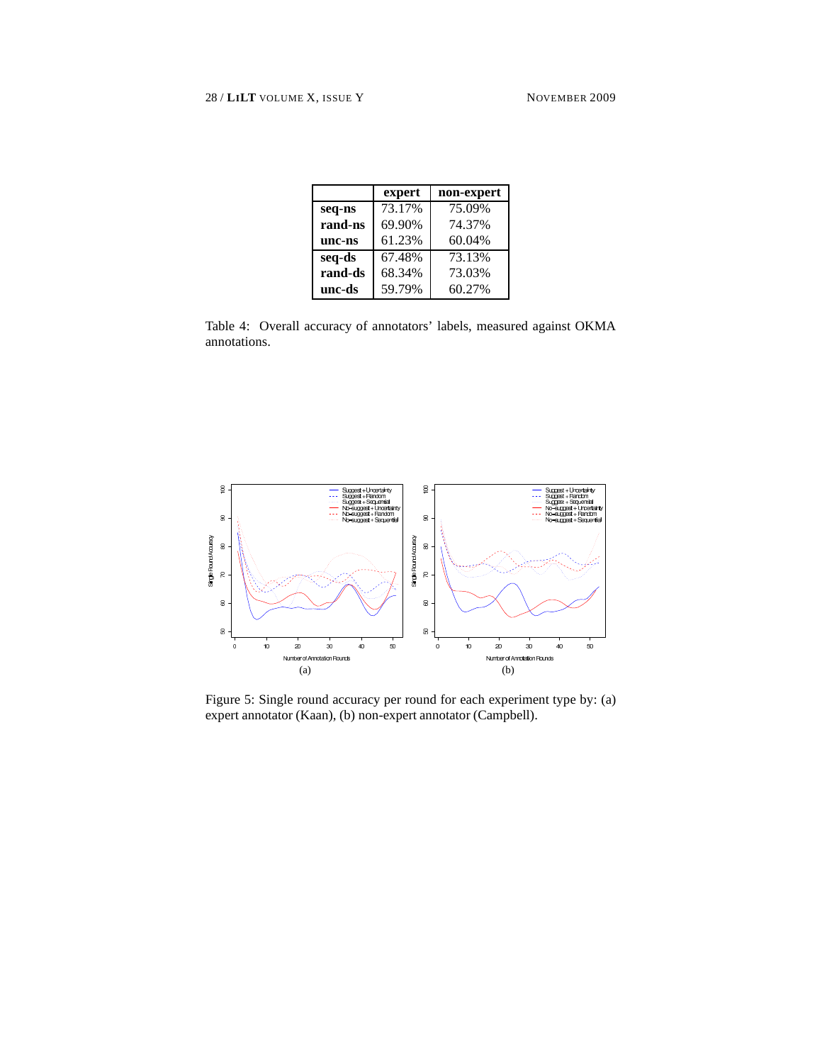|  | expert | non-expert |
|---|---|---|
| **seq-ns** | 73.17% | 75.09% |
| **rand-ns** | 69.90% | 74.37% |
| **unc-ns** | 61.23% | 60.04% |
| **seq-ds** | 67.48% | 73.13% |
| **rand-ds** | 68.34% | 73.03% |
| **unc-ds** | 59.79% | 60.27% |

Table 4: Overall accuracy of annotators' labels, measured against OKMA annotations.

Figure 5: Single round accuracy per round for each experiment type by: (a) expert annotator (Kaan), (b) non-expert annotator (Campbell).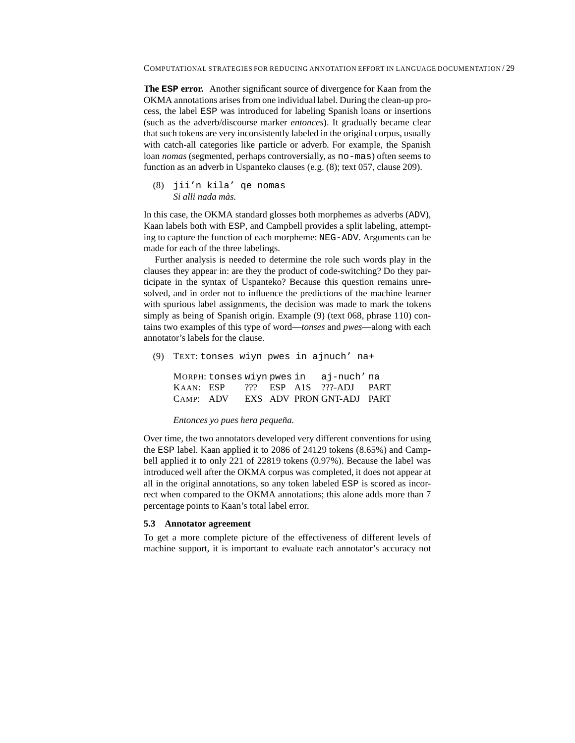**The ESP error.** Another significant source of divergence for Kaan from the OKMA annotations arises from one individual label. During the clean-up process, the label ESP was introduced for labeling Spanish loans or insertions (such as the adverb/discourse marker *entonces*). It gradually became clear that such tokens are very inconsistently labeled in the original corpus, usually with catch-all categories like particle or adverb. For example, the Spanish loan *nomas* (segmented, perhaps controversially, as `no-mas`) often seems to function as an adverb in Uspanteko clauses (e.g. (8); text 057, clause 209).

(8) `jii'n kila' qe nomas`
*Si alli nada màs.*

In this case, the OKMA standard glosses both morphemes as adverbs (ADV), Kaan labels both with ESP, and Campbell provides a split labeling, attempting to capture the function of each morpheme: NEG-ADV. Arguments can be made for each of the three labelings.

Further analysis is needed to determine the role such words play in the clauses they appear in: are they the product of code-switching? Do they participate in the syntax of Uspanteko? Because this question remains unresolved, and in order not to influence the predictions of the machine learner with spurious label assignments, the decision was made to mark the tokens simply as being of Spanish origin. Example (9) (text 068, phrase 110) contains two examples of this type of word—*tonses* and *pwes*—along with each annotator's labels for the clause.

(9) TEXT: `tonses wiyn pwes in ajnuch' na+`

| MORPH: | tonses | wiyn | pwes | in | aj-nuch' | na |
|---|---|---|---|---|---|---|
| KAAN: | ESP | ??? | ESP | A1S | ???-ADJ | PART |
| CAMP: | ADV | EXS | ADV | PRON | GNT-ADJ | PART |

*Entonces yo pues hera pequeña.*

Over time, the two annotators developed very different conventions for using the ESP label. Kaan applied it to 2086 of 24129 tokens (8.65%) and Campbell applied it to only 221 of 22819 tokens (0.97%). Because the label was introduced well after the OKMA corpus was completed, it does not appear at all in the original annotations, so any token labeled ESP is scored as incorrect when compared to the OKMA annotations; this alone adds more than 7 percentage points to Kaan's total label error.

### 5.3 Annotator agreement

To get a more complete picture of the effectiveness of different levels of machine support, it is important to evaluate each annotator's accuracy not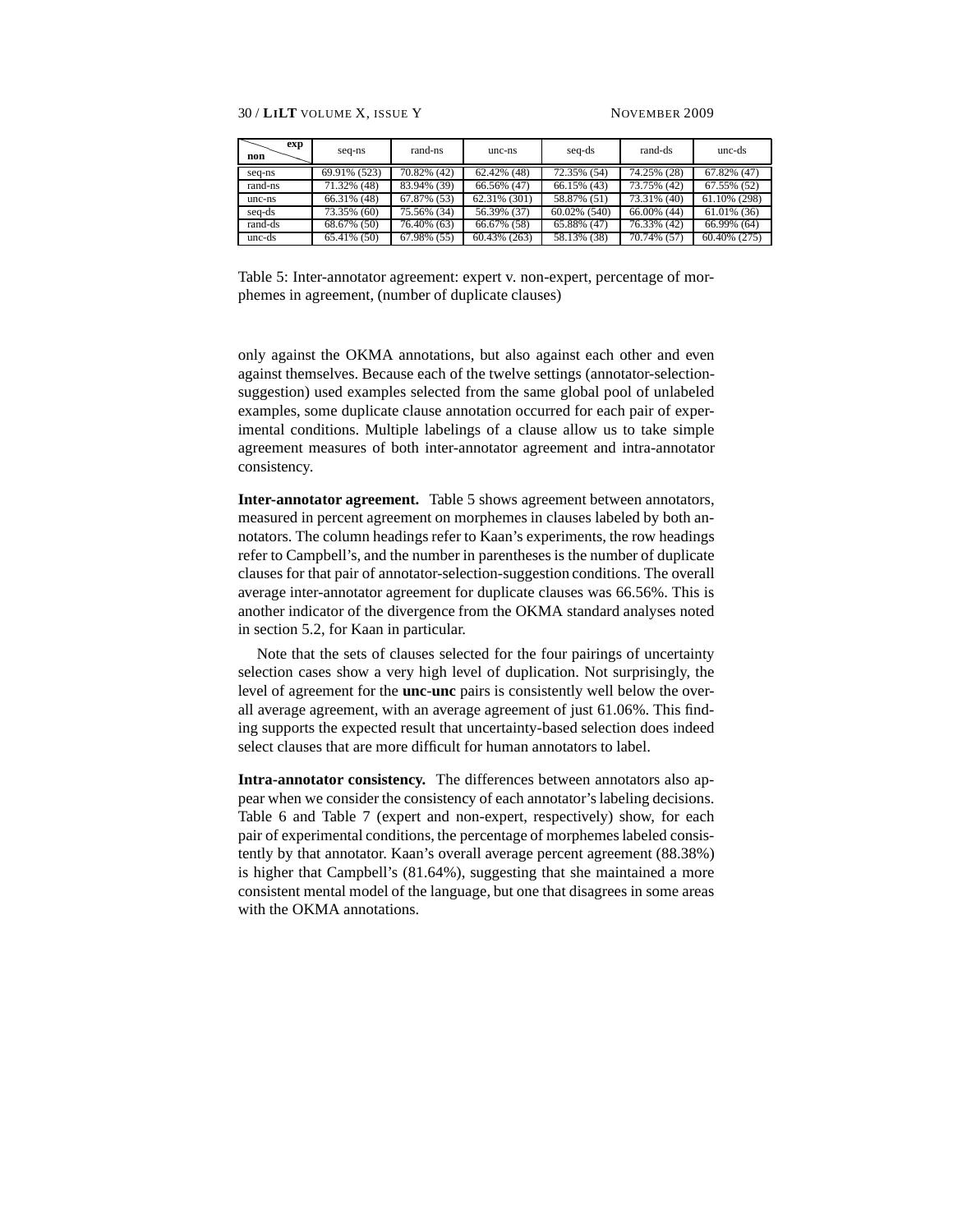| exp / non | seq-ns | rand-ns | unc-ns | seq-ds | rand-ds | unc-ds |
|---|---|---|---|---|---|---|
| seq-ns | 69.91% (523) | 70.82% (42) | 62.42% (48) | 72.35% (54) | 74.25% (28) | 67.82% (47) |
| rand-ns | 71.32% (48) | 83.94% (39) | 66.56% (47) | 66.15% (43) | 73.75% (42) | 67.55% (52) |
| unc-ns | 66.31% (48) | 67.87% (53) | 62.31% (301) | 58.87% (51) | 73.31% (40) | 61.10% (298) |
| seq-ds | 73.35% (60) | 75.56% (34) | 56.39% (37) | 60.02% (540) | 66.00% (44) | 61.01% (36) |
| rand-ds | 68.67% (50) | 76.40% (63) | 66.67% (58) | 65.88% (47) | 76.33% (42) | 66.99% (64) |
| unc-ds | 65.41% (50) | 67.98% (55) | 60.43% (263) | 58.13% (38) | 70.74% (57) | 60.40% (275) |

Table 5: Inter-annotator agreement: expert v. non-expert, percentage of morphemes in agreement, (number of duplicate clauses)

only against the OKMA annotations, but also against each other and even against themselves. Because each of the twelve settings (annotator-selection-suggestion) used examples selected from the same global pool of unlabeled examples, some duplicate clause annotation occurred for each pair of experimental conditions. Multiple labelings of a clause allow us to take simple agreement measures of both inter-annotator agreement and intra-annotator consistency.

**Inter-annotator agreement.** Table 5 shows agreement between annotators, measured in percent agreement on morphemes in clauses labeled by both annotators. The column headings refer to Kaan's experiments, the row headings refer to Campbell's, and the number in parentheses is the number of duplicate clauses for that pair of annotator-selection-suggestion conditions. The overall average inter-annotator agreement for duplicate clauses was 66.56%. This is another indicator of the divergence from the OKMA standard analyses noted in section 5.2, for Kaan in particular.

Note that the sets of clauses selected for the four pairings of uncertainty selection cases show a very high level of duplication. Not surprisingly, the level of agreement for the **unc-unc** pairs is consistently well below the overall average agreement, with an average agreement of just 61.06%. This finding supports the expected result that uncertainty-based selection does indeed select clauses that are more difficult for human annotators to label.

**Intra-annotator consistency.** The differences between annotators also appear when we consider the consistency of each annotator's labeling decisions. Table 6 and Table 7 (expert and non-expert, respectively) show, for each pair of experimental conditions, the percentage of morphemes labeled consistently by that annotator. Kaan's overall average percent agreement (88.38%) is higher that Campbell's (81.64%), suggesting that she maintained a more consistent mental model of the language, but one that disagrees in some areas with the OKMA annotations.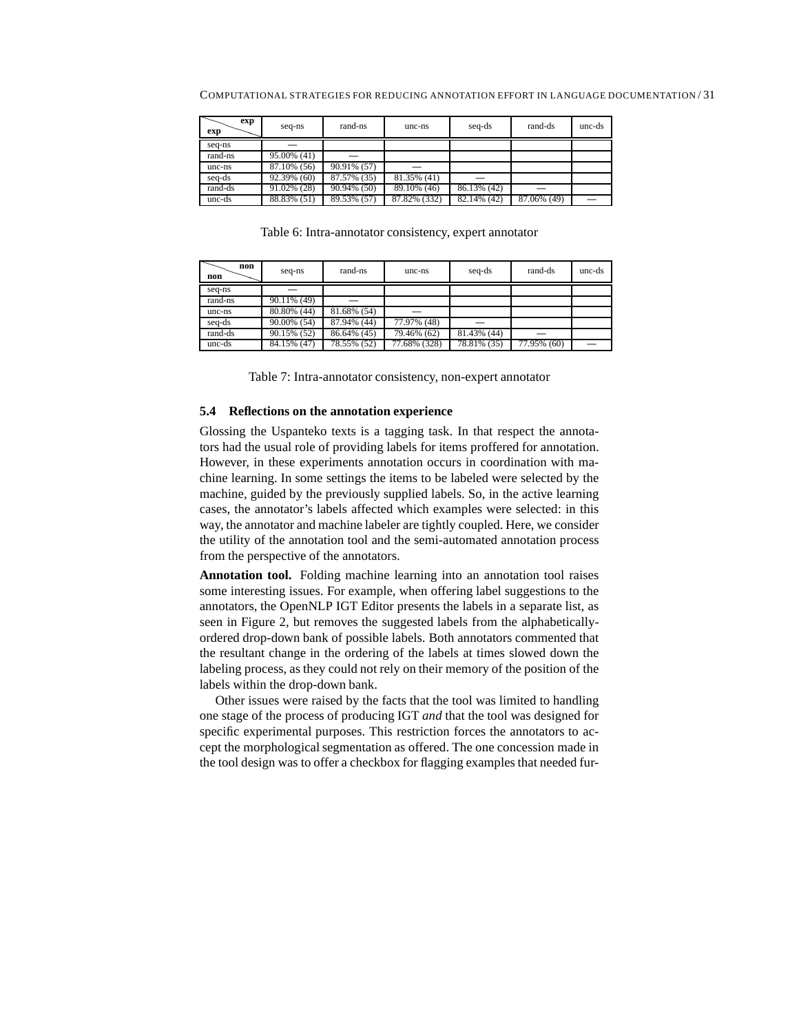| exp \ exp | seq-ns | rand-ns | unc-ns | seq-ds | rand-ds | unc-ds |
|---|---|---|---|---|---|---|
| seq-ns | — | | | | | |
| rand-ns | 95.00% (41) | — | | | | |
| unc-ns | 87.10% (56) | 90.91% (57) | — | | | |
| seq-ds | 92.39% (60) | 87.57% (35) | 81.35% (41) | — | | |
| rand-ds | 91.02% (28) | 90.94% (50) | 89.10% (46) | 86.13% (42) | — | |
| unc-ds | 88.83% (51) | 89.53% (57) | 87.82% (332) | 82.14% (42) | 87.06% (49) | — |

Table 6: Intra-annotator consistency, expert annotator

| non \ non | seq-ns | rand-ns | unc-ns | seq-ds | rand-ds | unc-ds |
|---|---|---|---|---|---|---|
| seq-ns | — | | | | | |
| rand-ns | 90.11% (49) | — | | | | |
| unc-ns | 80.80% (44) | 81.68% (54) | — | | | |
| seq-ds | 90.00% (54) | 87.94% (44) | 77.97% (48) | — | | |
| rand-ds | 90.15% (52) | 86.64% (45) | 79.46% (62) | 81.43% (44) | — | |
| unc-ds | 84.15% (47) | 78.55% (52) | 77.68% (328) | 78.81% (35) | 77.95% (60) | — |

Table 7: Intra-annotator consistency, non-expert annotator

### 5.4 Reflections on the annotation experience

Glossing the Uspanteko texts is a tagging task. In that respect the annotators had the usual role of providing labels for items proffered for annotation. However, in these experiments annotation occurs in coordination with machine learning. In some settings the items to be labeled were selected by the machine, guided by the previously supplied labels. So, in the active learning cases, the annotator's labels affected which examples were selected: in this way, the annotator and machine labeler are tightly coupled. Here, we consider the utility of the annotation tool and the semi-automated annotation process from the perspective of the annotators.

**Annotation tool.** Folding machine learning into an annotation tool raises some interesting issues. For example, when offering label suggestions to the annotators, the OpenNLP IGT Editor presents the labels in a separate list, as seen in Figure 2, but removes the suggested labels from the alphabetically-ordered drop-down bank of possible labels. Both annotators commented that the resultant change in the ordering of the labels at times slowed down the labeling process, as they could not rely on their memory of the position of the labels within the drop-down bank.

Other issues were raised by the facts that the tool was limited to handling one stage of the process of producing IGT *and* that the tool was designed for specific experimental purposes. This restriction forces the annotators to accept the morphological segmentation as offered. The one concession made in the tool design was to offer a checkbox for flagging examples that needed fur-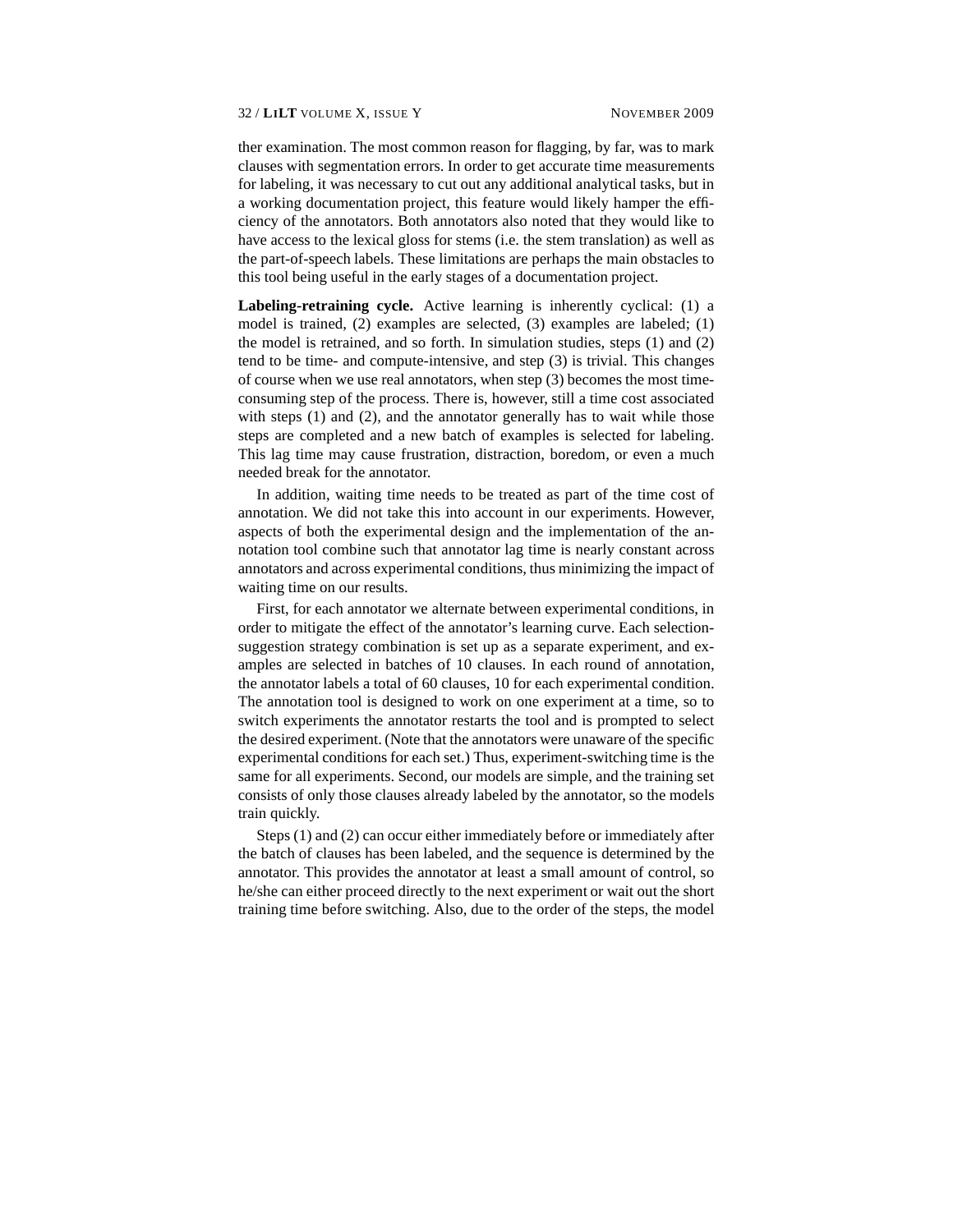ther examination. The most common reason for flagging, by far, was to mark clauses with segmentation errors. In order to get accurate time measurements for labeling, it was necessary to cut out any additional analytical tasks, but in a working documentation project, this feature would likely hamper the efficiency of the annotators. Both annotators also noted that they would like to have access to the lexical gloss for stems (i.e. the stem translation) as well as the part-of-speech labels. These limitations are perhaps the main obstacles to this tool being useful in the early stages of a documentation project.

**Labeling-retraining cycle.** Active learning is inherently cyclical: (1) a model is trained, (2) examples are selected, (3) examples are labeled; (1) the model is retrained, and so forth. In simulation studies, steps (1) and (2) tend to be time- and compute-intensive, and step (3) is trivial. This changes of course when we use real annotators, when step (3) becomes the most time-consuming step of the process. There is, however, still a time cost associated with steps (1) and (2), and the annotator generally has to wait while those steps are completed and a new batch of examples is selected for labeling. This lag time may cause frustration, distraction, boredom, or even a much needed break for the annotator.

In addition, waiting time needs to be treated as part of the time cost of annotation. We did not take this into account in our experiments. However, aspects of both the experimental design and the implementation of the annotation tool combine such that annotator lag time is nearly constant across annotators and across experimental conditions, thus minimizing the impact of waiting time on our results.

First, for each annotator we alternate between experimental conditions, in order to mitigate the effect of the annotator's learning curve. Each selection-suggestion strategy combination is set up as a separate experiment, and examples are selected in batches of 10 clauses. In each round of annotation, the annotator labels a total of 60 clauses, 10 for each experimental condition. The annotation tool is designed to work on one experiment at a time, so to switch experiments the annotator restarts the tool and is prompted to select the desired experiment. (Note that the annotators were unaware of the specific experimental conditions for each set.) Thus, experiment-switching time is the same for all experiments. Second, our models are simple, and the training set consists of only those clauses already labeled by the annotator, so the models train quickly.

Steps (1) and (2) can occur either immediately before or immediately after the batch of clauses has been labeled, and the sequence is determined by the annotator. This provides the annotator at least a small amount of control, so he/she can either proceed directly to the next experiment or wait out the short training time before switching. Also, due to the order of the steps, the model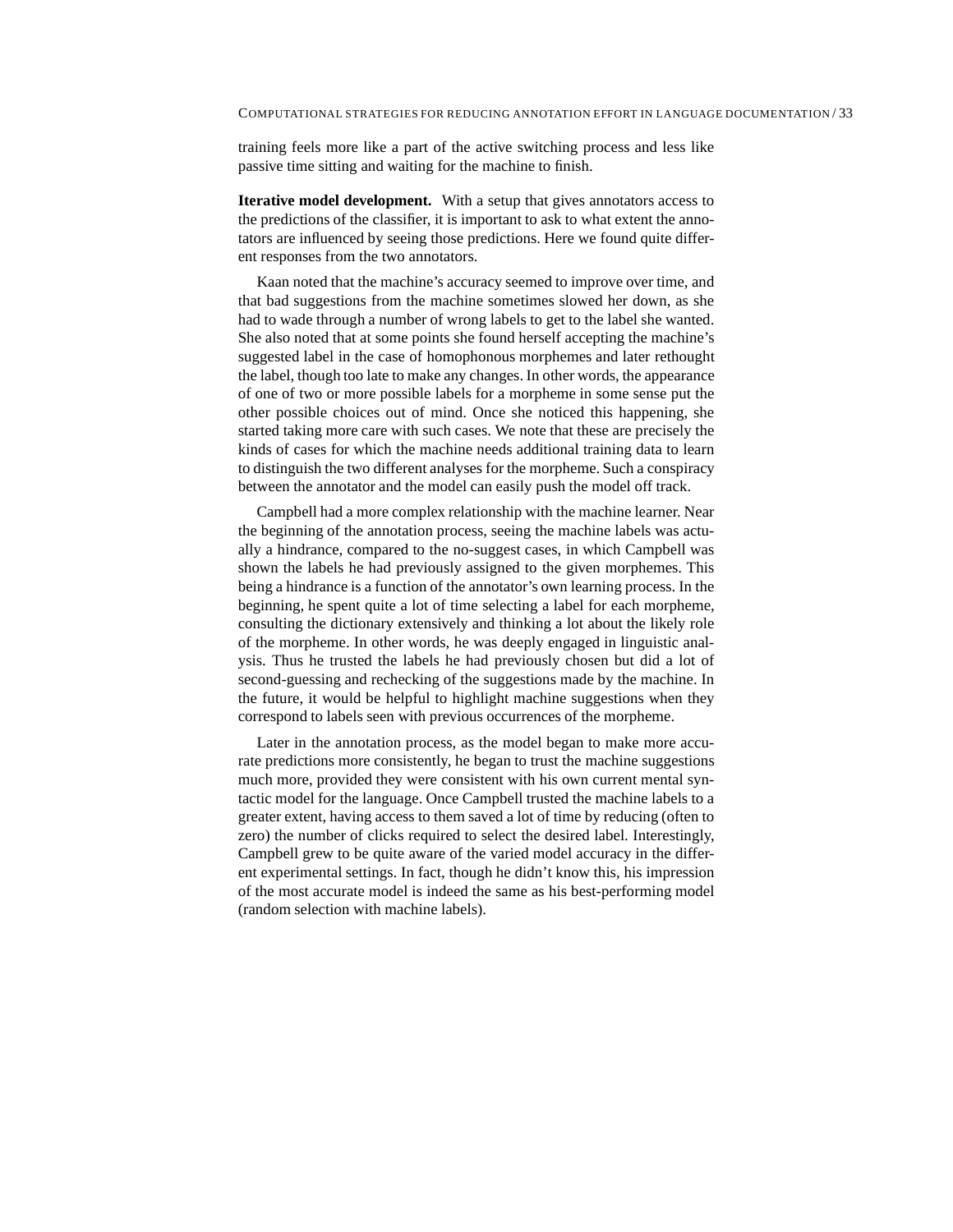training feels more like a part of the active switching process and less like passive time sitting and waiting for the machine to finish.

**Iterative model development.** With a setup that gives annotators access to the predictions of the classifier, it is important to ask to what extent the annotators are influenced by seeing those predictions. Here we found quite different responses from the two annotators.

Kaan noted that the machine's accuracy seemed to improve over time, and that bad suggestions from the machine sometimes slowed her down, as she had to wade through a number of wrong labels to get to the label she wanted. She also noted that at some points she found herself accepting the machine's suggested label in the case of homophonous morphemes and later rethought the label, though too late to make any changes. In other words, the appearance of one of two or more possible labels for a morpheme in some sense put the other possible choices out of mind. Once she noticed this happening, she started taking more care with such cases. We note that these are precisely the kinds of cases for which the machine needs additional training data to learn to distinguish the two different analyses for the morpheme. Such a conspiracy between the annotator and the model can easily push the model off track.

Campbell had a more complex relationship with the machine learner. Near the beginning of the annotation process, seeing the machine labels was actually a hindrance, compared to the no-suggest cases, in which Campbell was shown the labels he had previously assigned to the given morphemes. This being a hindrance is a function of the annotator's own learning process. In the beginning, he spent quite a lot of time selecting a label for each morpheme, consulting the dictionary extensively and thinking a lot about the likely role of the morpheme. In other words, he was deeply engaged in linguistic analysis. Thus he trusted the labels he had previously chosen but did a lot of second-guessing and rechecking of the suggestions made by the machine. In the future, it would be helpful to highlight machine suggestions when they correspond to labels seen with previous occurrences of the morpheme.

Later in the annotation process, as the model began to make more accurate predictions more consistently, he began to trust the machine suggestions much more, provided they were consistent with his own current mental syntactic model for the language. Once Campbell trusted the machine labels to a greater extent, having access to them saved a lot of time by reducing (often to zero) the number of clicks required to select the desired label. Interestingly, Campbell grew to be quite aware of the varied model accuracy in the different experimental settings. In fact, though he didn't know this, his impression of the most accurate model is indeed the same as his best-performing model (random selection with machine labels).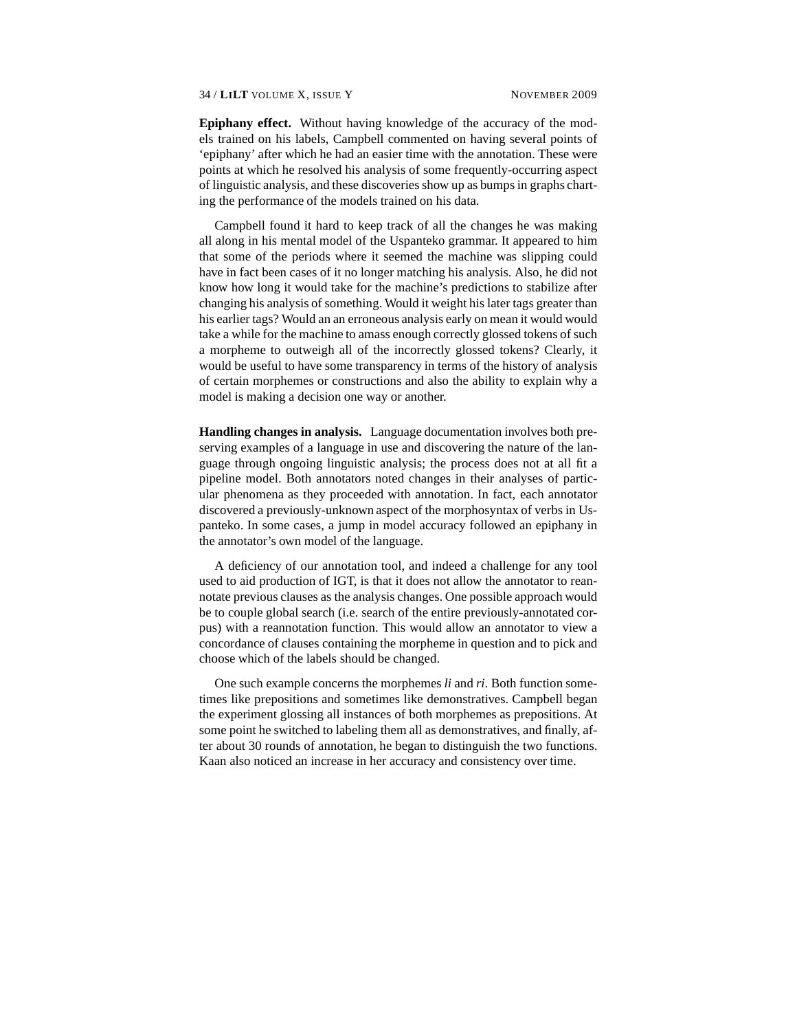**Epiphany effect.** Without having knowledge of the accuracy of the models trained on his labels, Campbell commented on having several points of 'epiphany' after which he had an easier time with the annotation. These were points at which he resolved his analysis of some frequently-occurring aspect of linguistic analysis, and these discoveries show up as bumps in graphs charting the performance of the models trained on his data.

Campbell found it hard to keep track of all the changes he was making all along in his mental model of the Uspanteko grammar. It appeared to him that some of the periods where it seemed the machine was slipping could have in fact been cases of it no longer matching his analysis. Also, he did not know how long it would take for the machine's predictions to stabilize after changing his analysis of something. Would it weight his later tags greater than his earlier tags? Would an an erroneous analysis early on mean it would would take a while for the machine to amass enough correctly glossed tokens of such a morpheme to outweigh all of the incorrectly glossed tokens? Clearly, it would be useful to have some transparency in terms of the history of analysis of certain morphemes or constructions and also the ability to explain why a model is making a decision one way or another.

**Handling changes in analysis.** Language documentation involves both preserving examples of a language in use and discovering the nature of the language through ongoing linguistic analysis; the process does not at all fit a pipeline model. Both annotators noted changes in their analyses of particular phenomena as they proceeded with annotation. In fact, each annotator discovered a previously-unknown aspect of the morphosyntax of verbs in Uspanteko. In some cases, a jump in model accuracy followed an epiphany in the annotator's own model of the language.

A deficiency of our annotation tool, and indeed a challenge for any tool used to aid production of IGT, is that it does not allow the annotator to reannotate previous clauses as the analysis changes. One possible approach would be to couple global search (i.e. search of the entire previously-annotated corpus) with a reannotation function. This would allow an annotator to view a concordance of clauses containing the morpheme in question and to pick and choose which of the labels should be changed.

One such example concerns the morphemes *li* and *ri*. Both function sometimes like prepositions and sometimes like demonstratives. Campbell began the experiment glossing all instances of both morphemes as prepositions. At some point he switched to labeling them all as demonstratives, and finally, after about 30 rounds of annotation, he began to distinguish the two functions. Kaan also noticed an increase in her accuracy and consistency over time.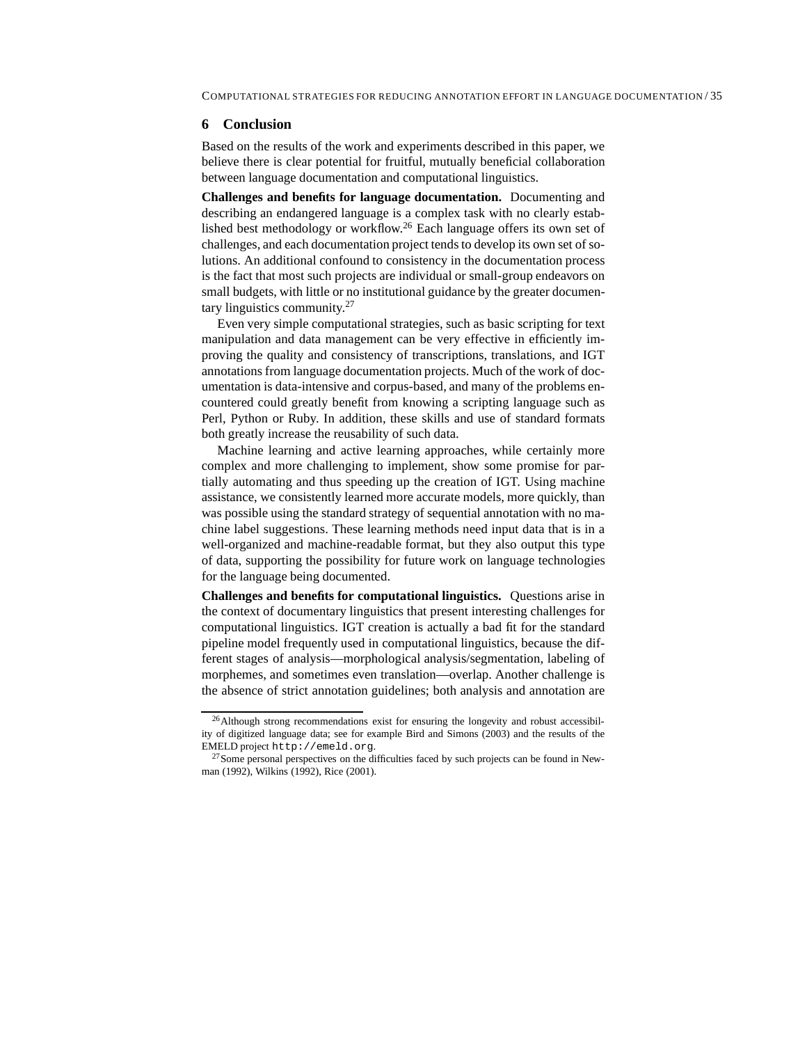## 6 Conclusion

Based on the results of the work and experiments described in this paper, we believe there is clear potential for fruitful, mutually beneficial collaboration between language documentation and computational linguistics.

**Challenges and benefits for language documentation.** Documenting and describing an endangered language is a complex task with no clearly established best methodology or workflow.[26] Each language offers its own set of challenges, and each documentation project tends to develop its own set of solutions. An additional confound to consistency in the documentation process is the fact that most such projects are individual or small-group endeavors on small budgets, with little or no institutional guidance by the greater documentary linguistics community.[27]

Even very simple computational strategies, such as basic scripting for text manipulation and data management can be very effective in efficiently improving the quality and consistency of transcriptions, translations, and IGT annotations from language documentation projects. Much of the work of documentation is data-intensive and corpus-based, and many of the problems encountered could greatly benefit from knowing a scripting language such as Perl, Python or Ruby. In addition, these skills and use of standard formats both greatly increase the reusability of such data.

Machine learning and active learning approaches, while certainly more complex and more challenging to implement, show some promise for partially automating and thus speeding up the creation of IGT. Using machine assistance, we consistently learned more accurate models, more quickly, than was possible using the standard strategy of sequential annotation with no machine label suggestions. These learning methods need input data that is in a well-organized and machine-readable format, but they also output this type of data, supporting the possibility for future work on language technologies for the language being documented.

**Challenges and benefits for computational linguistics.** Questions arise in the context of documentary linguistics that present interesting challenges for computational linguistics. IGT creation is actually a bad fit for the standard pipeline model frequently used in computational linguistics, because the different stages of analysis—morphological analysis/segmentation, labeling of morphemes, and sometimes even translation—overlap. Another challenge is the absence of strict annotation guidelines; both analysis and annotation are

---

[26] Although strong recommendations exist for ensuring the longevity and robust accessibility of digitized language data; see for example Bird and Simons (2003) and the results of the EMELD project `http://emeld.org`.

[27] Some personal perspectives on the difficulties faced by such projects can be found in Newman (1992), Wilkins (1992), Rice (2001).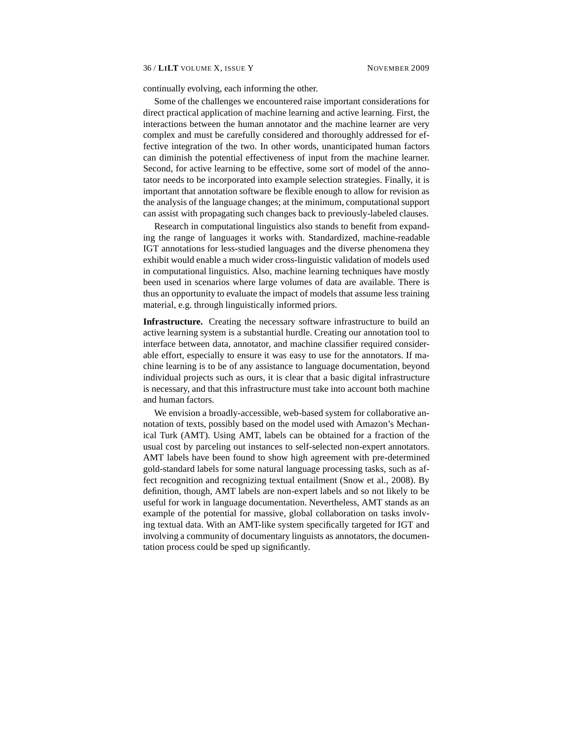continually evolving, each informing the other.

Some of the challenges we encountered raise important considerations for direct practical application of machine learning and active learning. First, the interactions between the human annotator and the machine learner are very complex and must be carefully considered and thoroughly addressed for effective integration of the two. In other words, unanticipated human factors can diminish the potential effectiveness of input from the machine learner. Second, for active learning to be effective, some sort of model of the annotator needs to be incorporated into example selection strategies. Finally, it is important that annotation software be flexible enough to allow for revision as the analysis of the language changes; at the minimum, computational support can assist with propagating such changes back to previously-labeled clauses.

Research in computational linguistics also stands to benefit from expanding the range of languages it works with. Standardized, machine-readable IGT annotations for less-studied languages and the diverse phenomena they exhibit would enable a much wider cross-linguistic validation of models used in computational linguistics. Also, machine learning techniques have mostly been used in scenarios where large volumes of data are available. There is thus an opportunity to evaluate the impact of models that assume less training material, e.g. through linguistically informed priors.

**Infrastructure.** Creating the necessary software infrastructure to build an active learning system is a substantial hurdle. Creating our annotation tool to interface between data, annotator, and machine classifier required considerable effort, especially to ensure it was easy to use for the annotators. If machine learning is to be of any assistance to language documentation, beyond individual projects such as ours, it is clear that a basic digital infrastructure is necessary, and that this infrastructure must take into account both machine and human factors.

We envision a broadly-accessible, web-based system for collaborative annotation of texts, possibly based on the model used with Amazon's Mechanical Turk (AMT). Using AMT, labels can be obtained for a fraction of the usual cost by parceling out instances to self-selected non-expert annotators. AMT labels have been found to show high agreement with pre-determined gold-standard labels for some natural language processing tasks, such as affect recognition and recognizing textual entailment (Snow et al., 2008). By definition, though, AMT labels are non-expert labels and so not likely to be useful for work in language documentation. Nevertheless, AMT stands as an example of the potential for massive, global collaboration on tasks involving textual data. With an AMT-like system specifically targeted for IGT and involving a community of documentary linguists as annotators, the documentation process could be sped up significantly.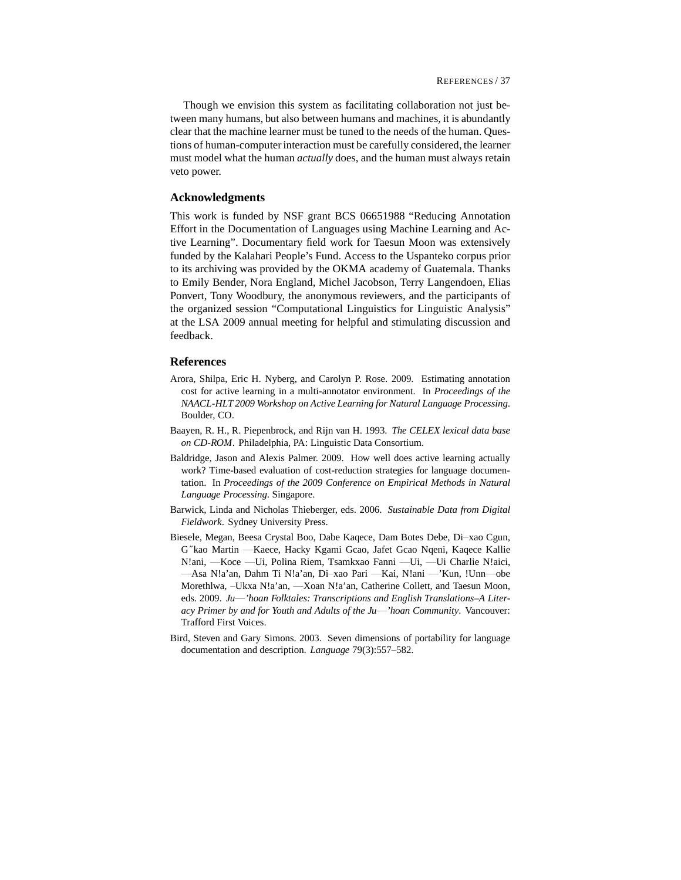Though we envision this system as facilitating collaboration not just between many humans, but also between humans and machines, it is abundantly clear that the machine learner must be tuned to the needs of the human. Questions of human-computer interaction must be carefully considered, the learner must model what the human *actually* does, and the human must always retain veto power.

## Acknowledgments

This work is funded by NSF grant BCS 06651988 "Reducing Annotation Effort in the Documentation of Languages using Machine Learning and Active Learning". Documentary field work for Taesun Moon was extensively funded by the Kalahari People's Fund. Access to the Uspanteko corpus prior to its archiving was provided by the OKMA academy of Guatemala. Thanks to Emily Bender, Nora England, Michel Jacobson, Terry Langendoen, Elias Ponvert, Tony Woodbury, the anonymous reviewers, and the participants of the organized session "Computational Linguistics for Linguistic Analysis" at the LSA 2009 annual meeting for helpful and stimulating discussion and feedback.

## References

Arora, Shilpa, Eric H. Nyberg, and Carolyn P. Rose. 2009. Estimating annotation cost for active learning in a multi-annotator environment. In *Proceedings of the NAACL-HLT 2009 Workshop on Active Learning for Natural Language Processing*. Boulder, CO.

Baayen, R. H., R. Piepenbrock, and Rijn van H. 1993. *The CELEX lexical data base on CD-ROM*. Philadelphia, PA: Linguistic Data Consortium.

Baldridge, Jason and Alexis Palmer. 2009. How well does active learning actually work? Time-based evaluation of cost-reduction strategies for language documentation. In *Proceedings of the 2009 Conference on Empirical Methods in Natural Language Processing*. Singapore.

Barwick, Linda and Nicholas Thieberger, eds. 2006. *Sustainable Data from Digital Fieldwork*. Sydney University Press.

Biesele, Megan, Beesa Crystal Boo, Dabe Kaqece, Dam Botes Debe, Di–xao Cgun, G″kao Martin —Kaece, Hacky Kgami Gcao, Jafet Gcao Nqeni, Kaqece Kallie N!ani, —Koce —Ui, Polina Riem, Tsamkxao Fanni —Ui, —Ui Charlie N!aici, —Asa N!a'an, Dahm Ti N!a'an, Di–xao Pari —Kai, N!ani —'Kun, !Unn—obe Morethlwa, –Ukxa N!a'an, —Xoan N!a'an, Catherine Collett, and Taesun Moon, eds. 2009. *Ju—'hoan Folktales: Transcriptions and English Translations–A Literacy Primer by and for Youth and Adults of the Ju—'hoan Community*. Vancouver: Trafford First Voices.

Bird, Steven and Gary Simons. 2003. Seven dimensions of portability for language documentation and description. *Language* 79(3):557–582.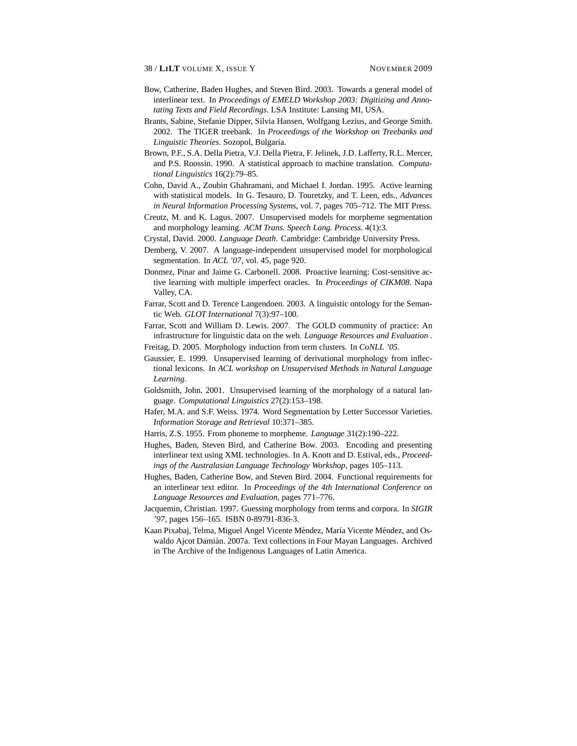Bow, Catherine, Baden Hughes, and Steven Bird. 2003. Towards a general model of interlinear text. In *Proceedings of EMELD Workshop 2003: Digitizing and Annotating Texts and Field Recordings*. LSA Institute: Lansing MI, USA.

Brants, Sabine, Stefanie Dipper, Silvia Hansen, Wolfgang Lezius, and George Smith. 2002. The TIGER treebank. In *Proceedings of the Workshop on Treebanks and Linguistic Theories*. Sozopol, Bulgaria.

Brown, P.F., S.A. Della Pietra, V.J. Della Pietra, F. Jelinek, J.D. Lafferty, R.L. Mercer, and P.S. Roossin. 1990. A statistical approach to machine translation. *Computational Linguistics* 16(2):79–85.

Cohn, David A., Zoubin Ghahramani, and Michael I. Jordan. 1995. Active learning with statistical models. In G. Tesauro, D. Touretzky, and T. Leen, eds., *Advances in Neural Information Processing Systems*, vol. 7, pages 705–712. The MIT Press.

Creutz, M. and K. Lagus. 2007. Unsupervised models for morpheme segmentation and morphology learning. *ACM Trans. Speech Lang. Process.* 4(1):3.

Crystal, David. 2000. *Language Death*. Cambridge: Cambridge University Press.

Demberg, V. 2007. A language-independent unsupervised model for morphological segmentation. In *ACL '07*, vol. 45, page 920.

Donmez, Pinar and Jaime G. Carbonell. 2008. Proactive learning: Cost-sensitive active learning with multiple imperfect oracles. In *Proceedings of CIKM08*. Napa Valley, CA.

Farrar, Scott and D. Terence Langendoen. 2003. A linguistic ontology for the Semantic Web. *GLOT International* 7(3):97–100.

Farrar, Scott and William D. Lewis. 2007. The GOLD community of practice: An infrastructure for linguistic data on the web. *Language Resources and Evaluation* .

Freitag, D. 2005. Morphology induction from term clusters. In *CoNLL '05*.

Gaussier, E. 1999. Unsupervised learning of derivational morphology from inflectional lexicons. In *ACL workshop on Unsupervised Methods in Natural Language Learning*.

Goldsmith, John. 2001. Unsupervised learning of the morphology of a natural language. *Computational Linguistics* 27(2):153–198.

Hafer, M.A. and S.F. Weiss. 1974. Word Segmentation by Letter Successor Varieties. *Information Storage and Retrieval* 10:371–385.

Harris, Z.S. 1955. From phoneme to morpheme. *Language* 31(2):190–222.

Hughes, Baden, Steven Bird, and Catherine Bow. 2003. Encoding and presenting interlinear text using XML technologies. In A. Knott and D. Estival, eds., *Proceedings of the Australasian Language Technology Workshop*, pages 105–113.

Hughes, Baden, Catherine Bow, and Steven Bird. 2004. Functional requirements for an interlinear text editor. In *Proceedings of the 4th International Conference on Language Resources and Evaluation*, pages 771–776.

Jacquemin, Christian. 1997. Guessing morphology from terms and corpora. In *SIGIR '97*, pages 156–165. ISBN 0-89791-836-3.

Kaan Pixabaj, Telma, Miguel Angel Vicente Méndez, María Vicente Méndez, and Oswaldo Ajcot Damián. 2007a. Text collections in Four Mayan Languages. Archived in The Archive of the Indigenous Languages of Latin America.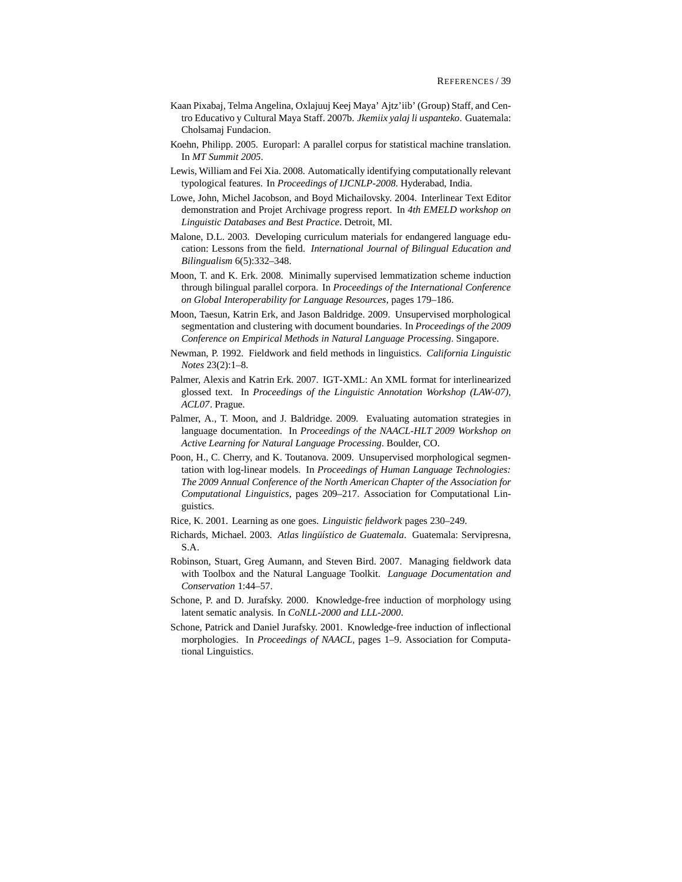Kaan Pixabaj, Telma Angelina, Oxlajuuj Keej Maya' Ajtz'iib' (Group) Staff, and Centro Educativo y Cultural Maya Staff. 2007b. *Jkemiix yalaj li uspanteko*. Guatemala: Cholsamaj Fundacion.

Koehn, Philipp. 2005. Europarl: A parallel corpus for statistical machine translation. In *MT Summit 2005*.

Lewis, William and Fei Xia. 2008. Automatically identifying computationally relevant typological features. In *Proceedings of IJCNLP-2008*. Hyderabad, India.

Lowe, John, Michel Jacobson, and Boyd Michailovsky. 2004. Interlinear Text Editor demonstration and Projet Archivage progress report. In *4th EMELD workshop on Linguistic Databases and Best Practice*. Detroit, MI.

Malone, D.L. 2003. Developing curriculum materials for endangered language education: Lessons from the field. *International Journal of Bilingual Education and Bilingualism* 6(5):332–348.

Moon, T. and K. Erk. 2008. Minimally supervised lemmatization scheme induction through bilingual parallel corpora. In *Proceedings of the International Conference on Global Interoperability for Language Resources*, pages 179–186.

Moon, Taesun, Katrin Erk, and Jason Baldridge. 2009. Unsupervised morphological segmentation and clustering with document boundaries. In *Proceedings of the 2009 Conference on Empirical Methods in Natural Language Processing*. Singapore.

Newman, P. 1992. Fieldwork and field methods in linguistics. *California Linguistic Notes* 23(2):1–8.

Palmer, Alexis and Katrin Erk. 2007. IGT-XML: An XML format for interlinearized glossed text. In *Proceedings of the Linguistic Annotation Workshop (LAW-07), ACL07*. Prague.

Palmer, A., T. Moon, and J. Baldridge. 2009. Evaluating automation strategies in language documentation. In *Proceedings of the NAACL-HLT 2009 Workshop on Active Learning for Natural Language Processing*. Boulder, CO.

Poon, H., C. Cherry, and K. Toutanova. 2009. Unsupervised morphological segmentation with log-linear models. In *Proceedings of Human Language Technologies: The 2009 Annual Conference of the North American Chapter of the Association for Computational Linguistics*, pages 209–217. Association for Computational Linguistics.

Rice, K. 2001. Learning as one goes. *Linguistic fieldwork* pages 230–249.

Richards, Michael. 2003. *Atlas lingüístico de Guatemala*. Guatemala: Servipresna, S.A.

Robinson, Stuart, Greg Aumann, and Steven Bird. 2007. Managing fieldwork data with Toolbox and the Natural Language Toolkit. *Language Documentation and Conservation* 1:44–57.

Schone, P. and D. Jurafsky. 2000. Knowledge-free induction of morphology using latent sematic analysis. In *CoNLL-2000 and LLL-2000*.

Schone, Patrick and Daniel Jurafsky. 2001. Knowledge-free induction of inflectional morphologies. In *Proceedings of NAACL*, pages 1–9. Association for Computational Linguistics.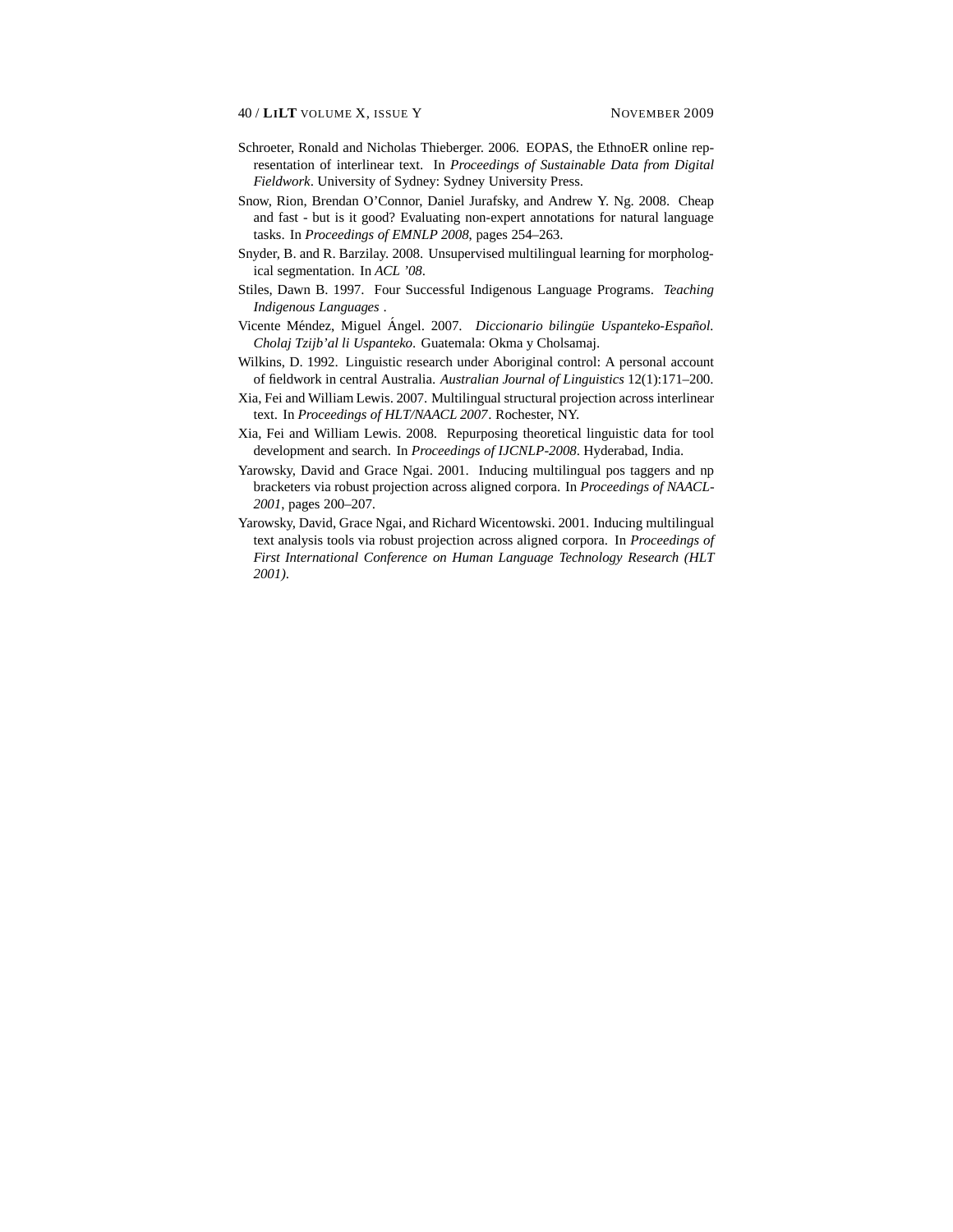Schroeter, Ronald and Nicholas Thieberger. 2006. EOPAS, the EthnoER online representation of interlinear text. In *Proceedings of Sustainable Data from Digital Fieldwork*. University of Sydney: Sydney University Press.

Snow, Rion, Brendan O'Connor, Daniel Jurafsky, and Andrew Y. Ng. 2008. Cheap and fast - but is it good? Evaluating non-expert annotations for natural language tasks. In *Proceedings of EMNLP 2008*, pages 254–263.

Snyder, B. and R. Barzilay. 2008. Unsupervised multilingual learning for morphological segmentation. In *ACL '08*.

Stiles, Dawn B. 1997. Four Successful Indigenous Language Programs. *Teaching Indigenous Languages* .

Vicente Méndez, Miguel Ángel. 2007. *Diccionario bilingüe Uspanteko-Español. Cholaj Tzijb'al li Uspanteko*. Guatemala: Okma y Cholsamaj.

Wilkins, D. 1992. Linguistic research under Aboriginal control: A personal account of fieldwork in central Australia. *Australian Journal of Linguistics* 12(1):171–200.

Xia, Fei and William Lewis. 2007. Multilingual structural projection across interlinear text. In *Proceedings of HLT/NAACL 2007*. Rochester, NY.

Xia, Fei and William Lewis. 2008. Repurposing theoretical linguistic data for tool development and search. In *Proceedings of IJCNLP-2008*. Hyderabad, India.

Yarowsky, David and Grace Ngai. 2001. Inducing multilingual pos taggers and np bracketers via robust projection across aligned corpora. In *Proceedings of NAACL-2001*, pages 200–207.

Yarowsky, David, Grace Ngai, and Richard Wicentowski. 2001. Inducing multilingual text analysis tools via robust projection across aligned corpora. In *Proceedings of First International Conference on Human Language Technology Research (HLT 2001)*.